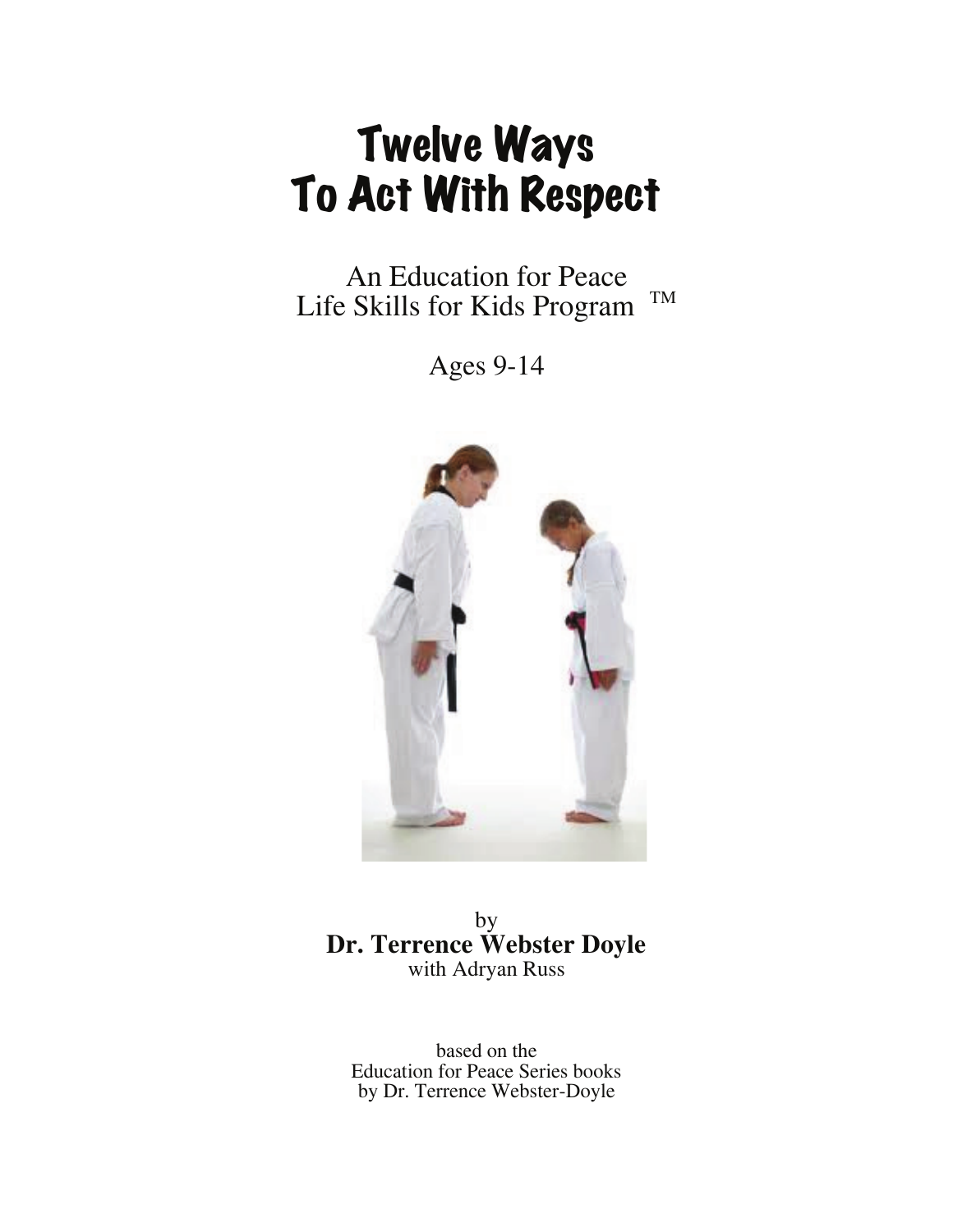# Twelve Ways To Act With Respect

An Education for Peace
Life Skills for Kids Program ™

Ages 9-14

by
**Dr. Terrence Webster Doyle**
with Adryan Russ

based on the
Education for Peace Series books
by Dr. Terrence Webster-Doyle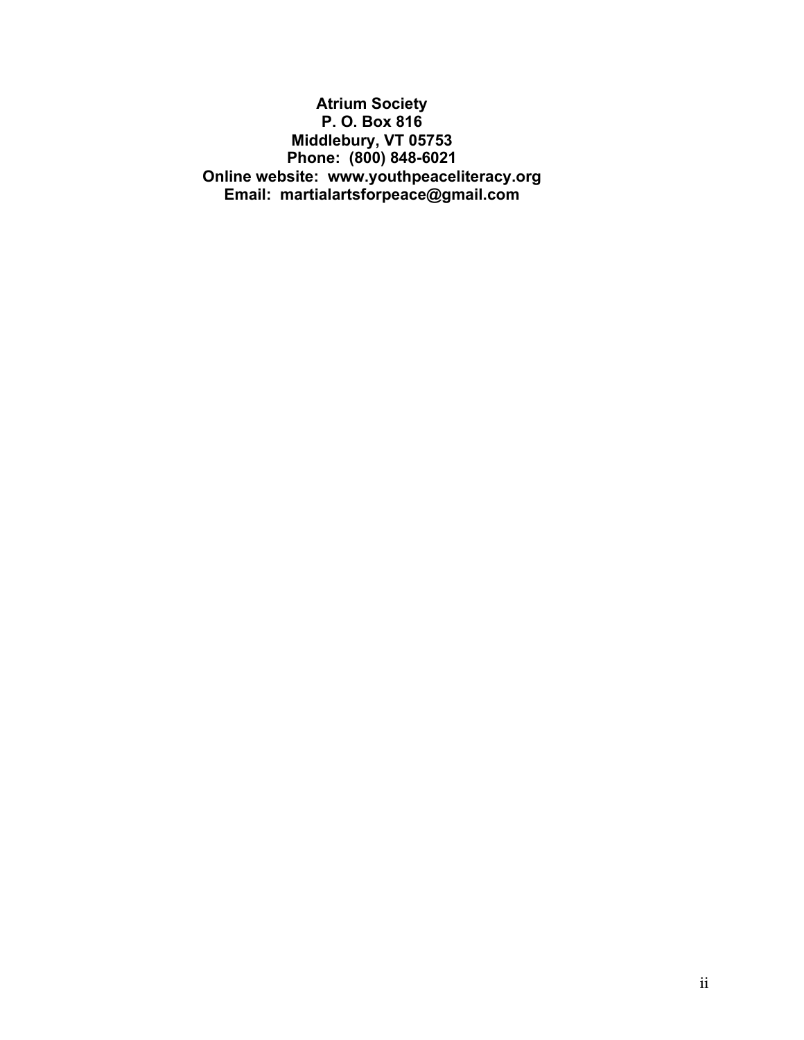**Atrium Society**
**P. O. Box 816**
**Middlebury, VT 05753**
**Phone: (800) 848-6021**
**Online website: www.youthpeaceliteracy.org**
**Email: martialartsforpeace@gmail.com**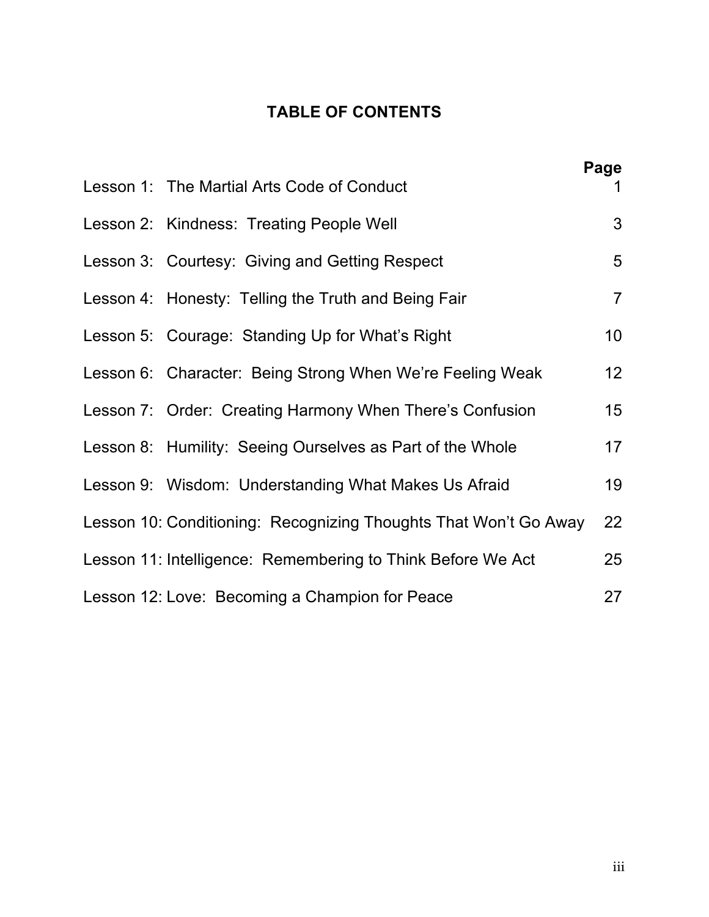# TABLE OF CONTENTS

| | Page |
|---|---|
| Lesson 1: The Martial Arts Code of Conduct | 1 |
| Lesson 2: Kindness: Treating People Well | 3 |
| Lesson 3: Courtesy: Giving and Getting Respect | 5 |
| Lesson 4: Honesty: Telling the Truth and Being Fair | 7 |
| Lesson 5: Courage: Standing Up for What's Right | 10 |
| Lesson 6: Character: Being Strong When We're Feeling Weak | 12 |
| Lesson 7: Order: Creating Harmony When There's Confusion | 15 |
| Lesson 8: Humility: Seeing Ourselves as Part of the Whole | 17 |
| Lesson 9: Wisdom: Understanding What Makes Us Afraid | 19 |
| Lesson 10: Conditioning: Recognizing Thoughts That Won't Go Away | 22 |
| Lesson 11: Intelligence: Remembering to Think Before We Act | 25 |
| Lesson 12: Love: Becoming a Champion for Peace | 27 |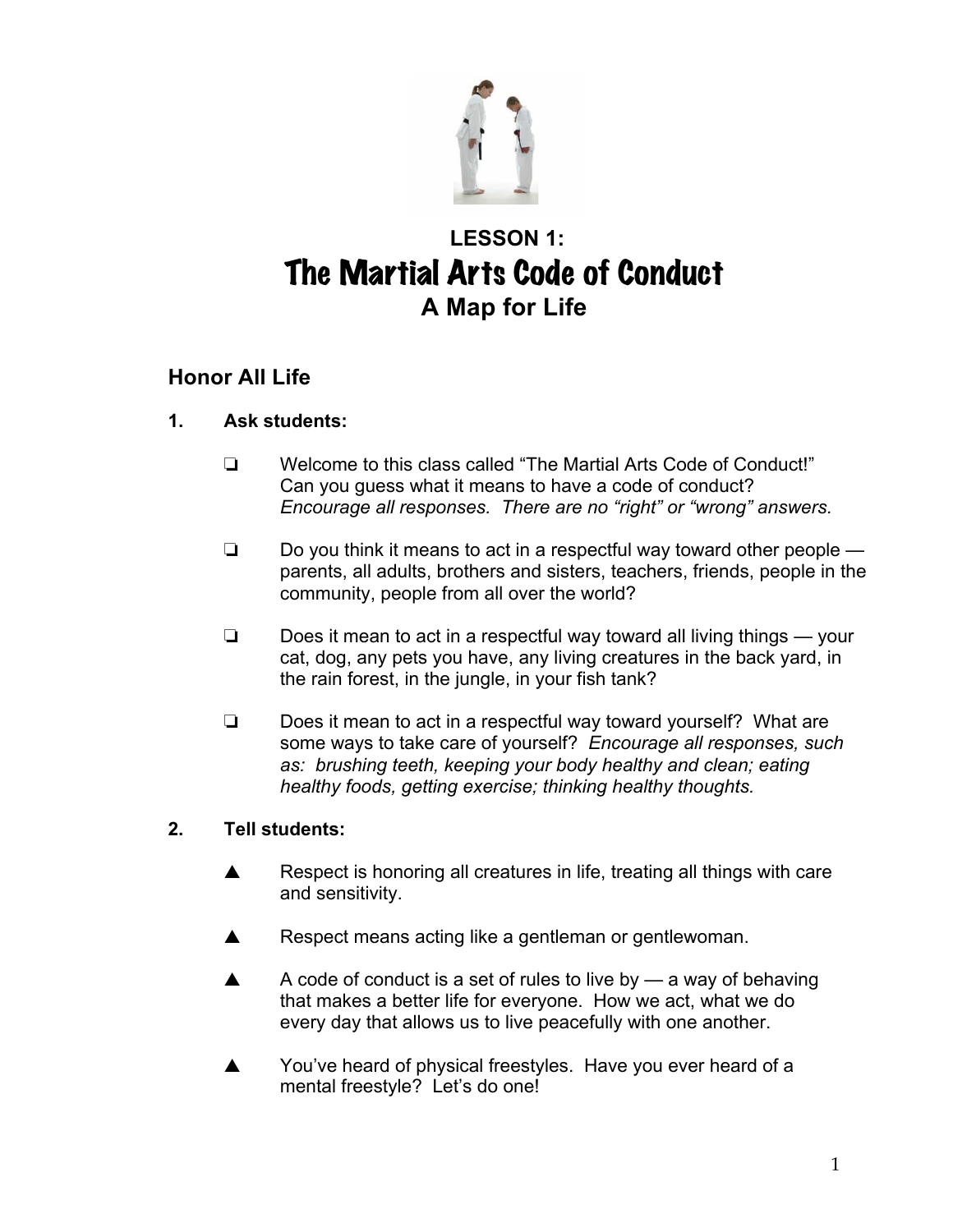# LESSON 1:
# The Martial Arts Code of Conduct
## A Map for Life

## Honor All Life

**1. Ask students:**

- ❏ Welcome to this class called "The Martial Arts Code of Conduct!" Can you guess what it means to have a code of conduct? *Encourage all responses. There are no "right" or "wrong" answers.*

- ❏ Do you think it means to act in a respectful way toward other people — parents, all adults, brothers and sisters, teachers, friends, people in the community, people from all over the world?

- ❏ Does it mean to act in a respectful way toward all living things — your cat, dog, any pets you have, any living creatures in the back yard, in the rain forest, in the jungle, in your fish tank?

- ❏ Does it mean to act in a respectful way toward yourself? What are some ways to take care of yourself? *Encourage all responses, such as: brushing teeth, keeping your body healthy and clean; eating healthy foods, getting exercise; thinking healthy thoughts.*

**2. Tell students:**

- ▲ Respect is honoring all creatures in life, treating all things with care and sensitivity.

- ▲ Respect means acting like a gentleman or gentlewoman.

- ▲ A code of conduct is a set of rules to live by — a way of behaving that makes a better life for everyone. How we act, what we do every day that allows us to live peacefully with one another.

- ▲ You've heard of physical freestyles. Have you ever heard of a mental freestyle? Let's do one!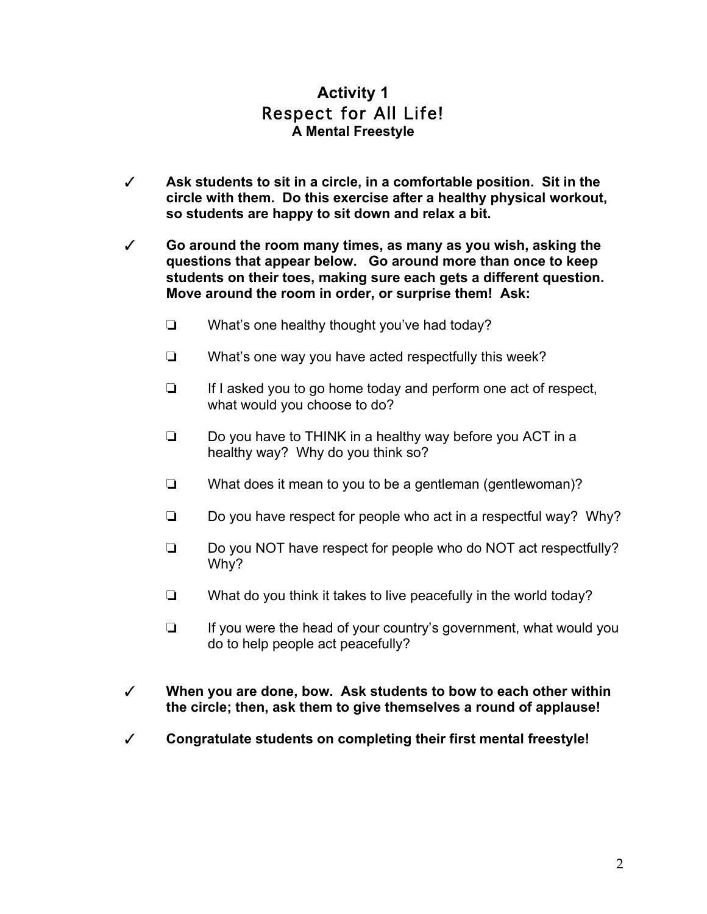## Activity 1
## Respect for All Life!
### A Mental Freestyle

✓ **Ask students to sit in a circle, in a comfortable position. Sit in the circle with them. Do this exercise after a healthy physical workout, so students are happy to sit down and relax a bit.**

✓ **Go around the room many times, as many as you wish, asking the questions that appear below. Go around more than once to keep students on their toes, making sure each gets a different question. Move around the room in order, or surprise them! Ask:**

- ❏ What's one healthy thought you've had today?
- ❏ What's one way you have acted respectfully this week?
- ❏ If I asked you to go home today and perform one act of respect, what would you choose to do?
- ❏ Do you have to THINK in a healthy way before you ACT in a healthy way? Why do you think so?
- ❏ What does it mean to you to be a gentleman (gentlewoman)?
- ❏ Do you have respect for people who act in a respectful way? Why?
- ❏ Do you NOT have respect for people who do NOT act respectfully? Why?
- ❏ What do you think it takes to live peacefully in the world today?
- ❏ If you were the head of your country's government, what would you do to help people act peacefully?

✓ **When you are done, bow. Ask students to bow to each other within the circle; then, ask them to give themselves a round of applause!**

✓ **Congratulate students on completing their first mental freestyle!**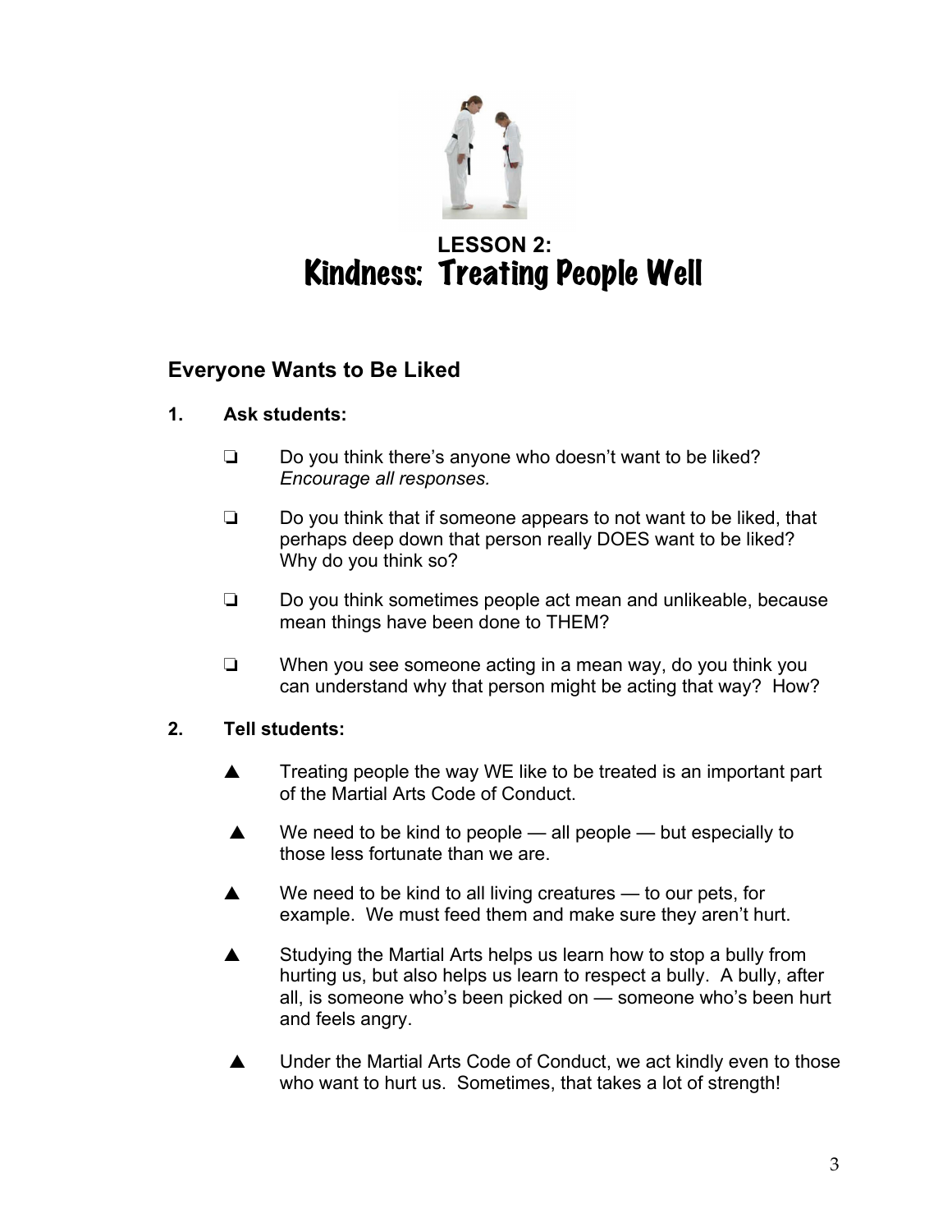## LESSON 2:
# Kindness: Treating People Well

### Everyone Wants to Be Liked

**1. Ask students:**

- ❏ Do you think there's anyone who doesn't want to be liked?
  *Encourage all responses.*
- ❏ Do you think that if someone appears to not want to be liked, that perhaps deep down that person really DOES want to be liked? Why do you think so?
- ❏ Do you think sometimes people act mean and unlikeable, because mean things have been done to THEM?
- ❏ When you see someone acting in a mean way, do you think you can understand why that person might be acting that way? How?

**2. Tell students:**

- ▲ Treating people the way WE like to be treated is an important part of the Martial Arts Code of Conduct.
- ▲ We need to be kind to people — all people — but especially to those less fortunate than we are.
- ▲ We need to be kind to all living creatures — to our pets, for example. We must feed them and make sure they aren't hurt.
- ▲ Studying the Martial Arts helps us learn how to stop a bully from hurting us, but also helps us learn to respect a bully. A bully, after all, is someone who's been picked on — someone who's been hurt and feels angry.
- ▲ Under the Martial Arts Code of Conduct, we act kindly even to those who want to hurt us. Sometimes, that takes a lot of strength!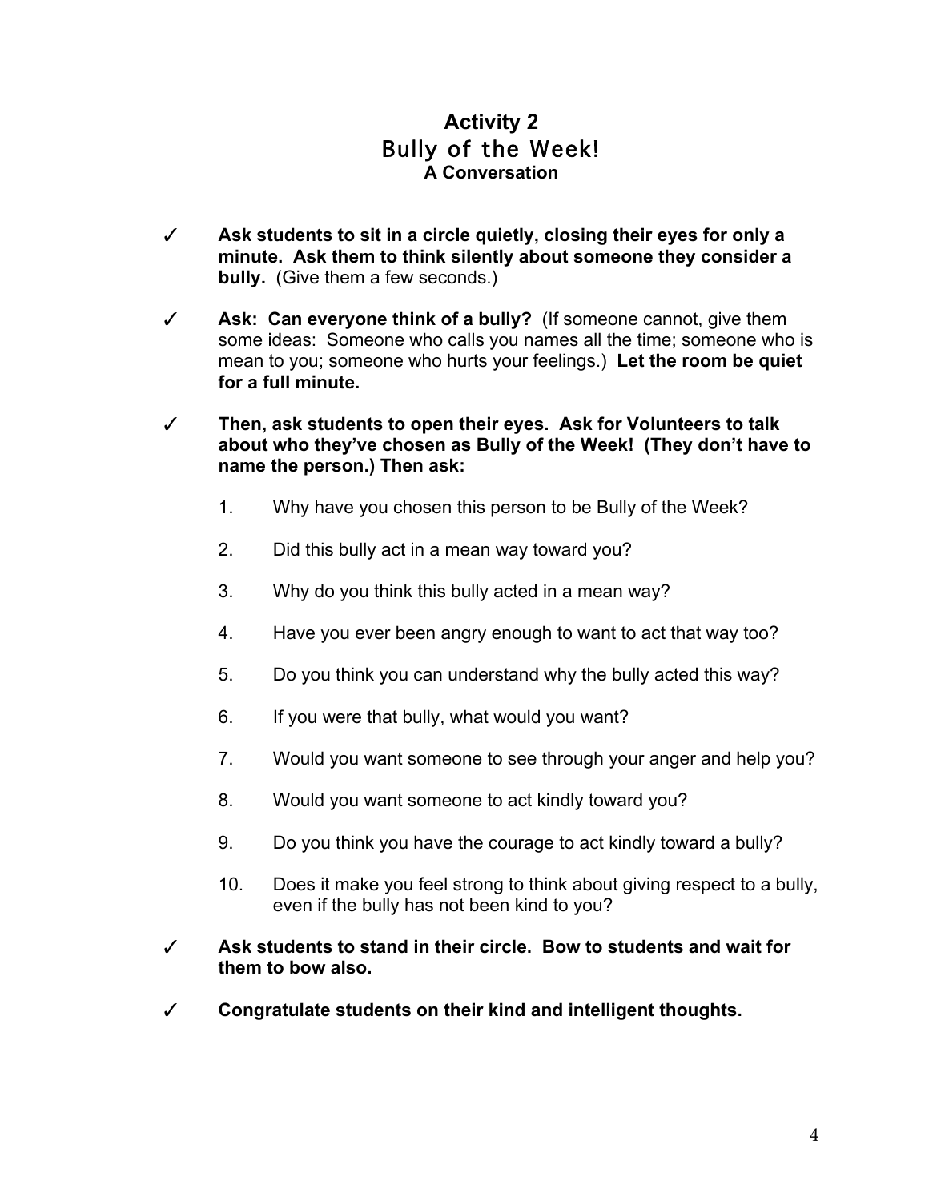# Activity 2

## Bully of the Week!

### A Conversation

✓ **Ask students to sit in a circle quietly, closing their eyes for only a minute. Ask them to think silently about someone they consider a bully.** (Give them a few seconds.)

✓ **Ask: Can everyone think of a bully?** (If someone cannot, give them some ideas: Someone who calls you names all the time; someone who is mean to you; someone who hurts your feelings.) **Let the room be quiet for a full minute.**

✓ **Then, ask students to open their eyes. Ask for Volunteers to talk about who they've chosen as Bully of the Week! (They don't have to name the person.) Then ask:**

1. Why have you chosen this person to be Bully of the Week?
2. Did this bully act in a mean way toward you?
3. Why do you think this bully acted in a mean way?
4. Have you ever been angry enough to want to act that way too?
5. Do you think you can understand why the bully acted this way?
6. If you were that bully, what would you want?
7. Would you want someone to see through your anger and help you?
8. Would you want someone to act kindly toward you?
9. Do you think you have the courage to act kindly toward a bully?
10. Does it make you feel strong to think about giving respect to a bully, even if the bully has not been kind to you?

✓ **Ask students to stand in their circle. Bow to students and wait for them to bow also.**

✓ **Congratulate students on their kind and intelligent thoughts.**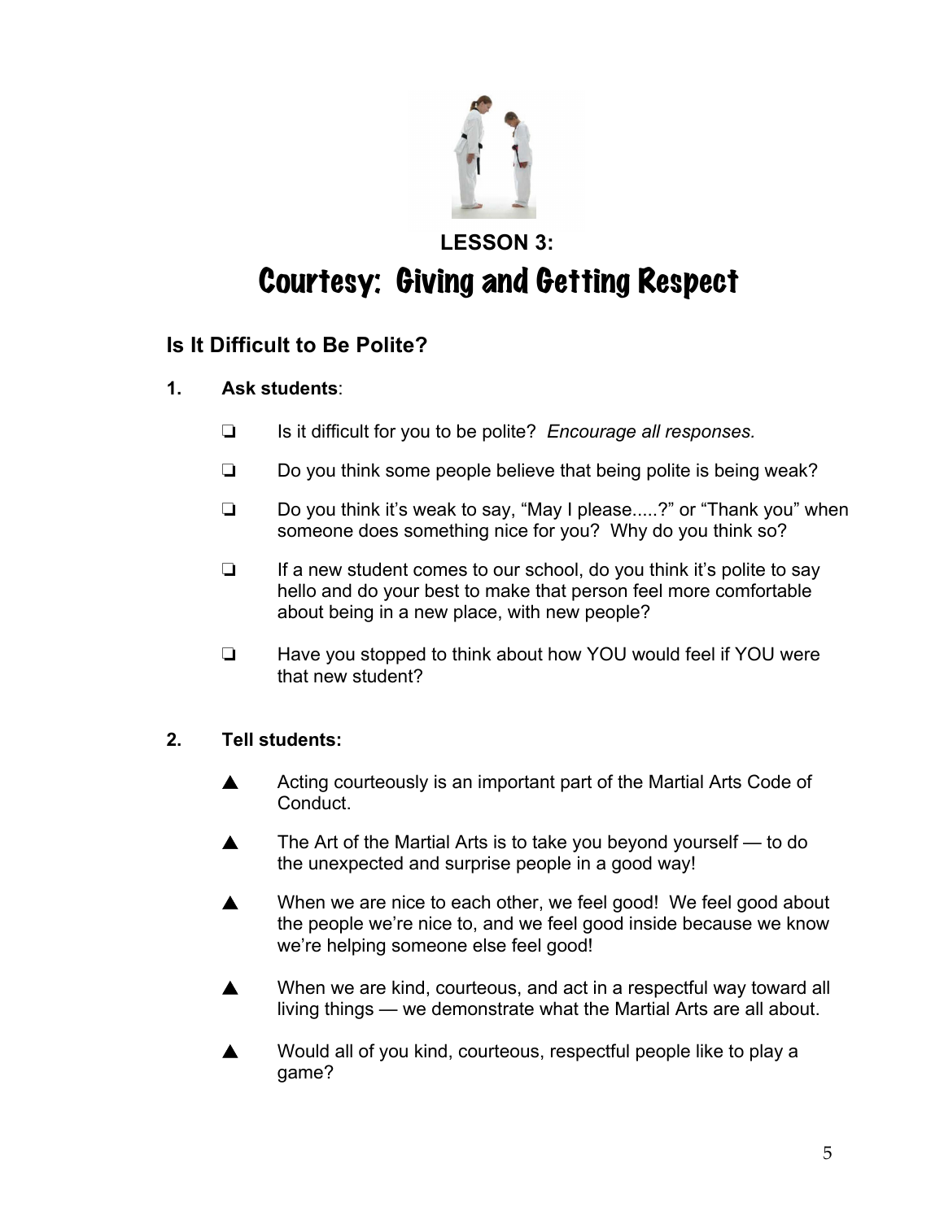## LESSON 3:

# Courtesy: Giving and Getting Respect

### Is It Difficult to Be Polite?

**1. Ask students**:

- ❏ Is it difficult for you to be polite? *Encourage all responses.*
- ❏ Do you think some people believe that being polite is being weak?
- ❏ Do you think it's weak to say, "May I please.....?" or "Thank you" when someone does something nice for you? Why do you think so?
- ❏ If a new student comes to our school, do you think it's polite to say hello and do your best to make that person feel more comfortable about being in a new place, with new people?
- ❏ Have you stopped to think about how YOU would feel if YOU were that new student?

**2. Tell students:**

- ▲ Acting courteously is an important part of the Martial Arts Code of Conduct.
- ▲ The Art of the Martial Arts is to take you beyond yourself — to do the unexpected and surprise people in a good way!
- ▲ When we are nice to each other, we feel good! We feel good about the people we're nice to, and we feel good inside because we know we're helping someone else feel good!
- ▲ When we are kind, courteous, and act in a respectful way toward all living things — we demonstrate what the Martial Arts are all about.
- ▲ Would all of you kind, courteous, respectful people like to play a game?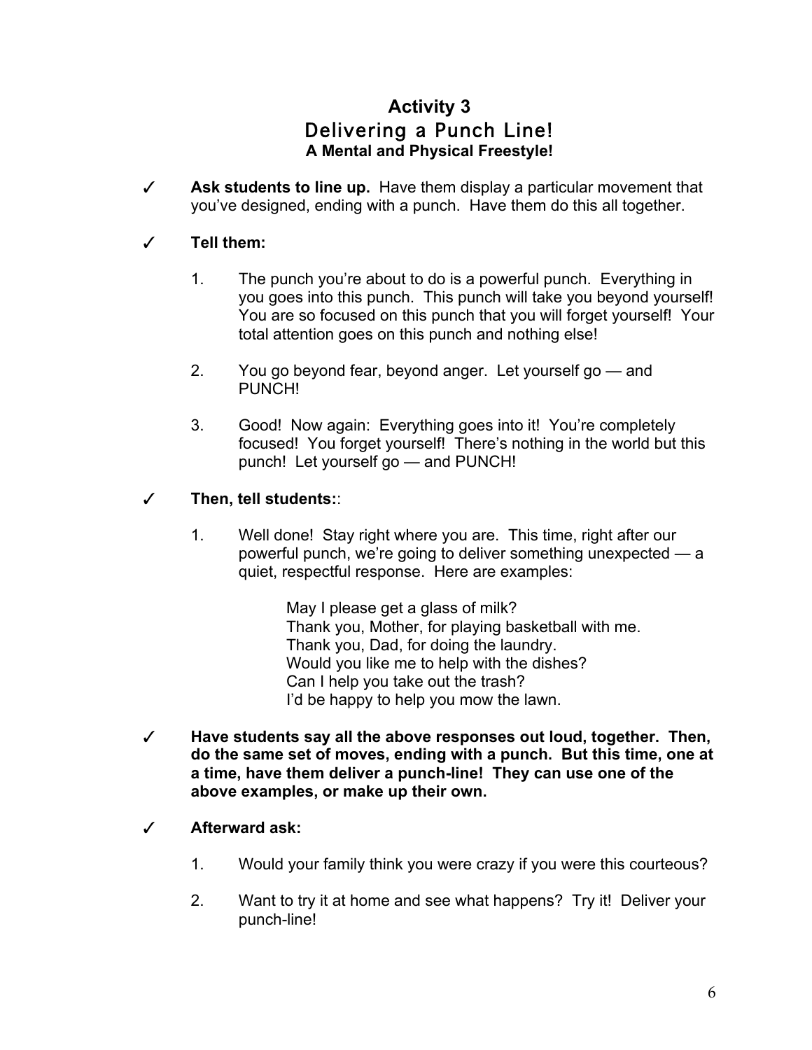# Activity 3
## Delivering a Punch Line!
**A Mental and Physical Freestyle!**

✓ **Ask students to line up.** Have them display a particular movement that you've designed, ending with a punch. Have them do this all together.

✓ **Tell them:**

1. The punch you're about to do is a powerful punch. Everything in you goes into this punch. This punch will take you beyond yourself! You are so focused on this punch that you will forget yourself! Your total attention goes on this punch and nothing else!

2. You go beyond fear, beyond anger. Let yourself go — and PUNCH!

3. Good! Now again: Everything goes into it! You're completely focused! You forget yourself! There's nothing in the world but this punch! Let yourself go — and PUNCH!

✓ **Then, tell students:**:

1. Well done! Stay right where you are. This time, right after our powerful punch, we're going to deliver something unexpected — a quiet, respectful response. Here are examples:

   May I please get a glass of milk?
   Thank you, Mother, for playing basketball with me.
   Thank you, Dad, for doing the laundry.
   Would you like me to help with the dishes?
   Can I help you take out the trash?
   I'd be happy to help you mow the lawn.

✓ **Have students say all the above responses out loud, together. Then, do the same set of moves, ending with a punch. But this time, one at a time, have them deliver a punch-line! They can use one of the above examples, or make up their own.**

✓ **Afterward ask:**

1. Would your family think you were crazy if you were this courteous?

2. Want to try it at home and see what happens? Try it! Deliver your punch-line!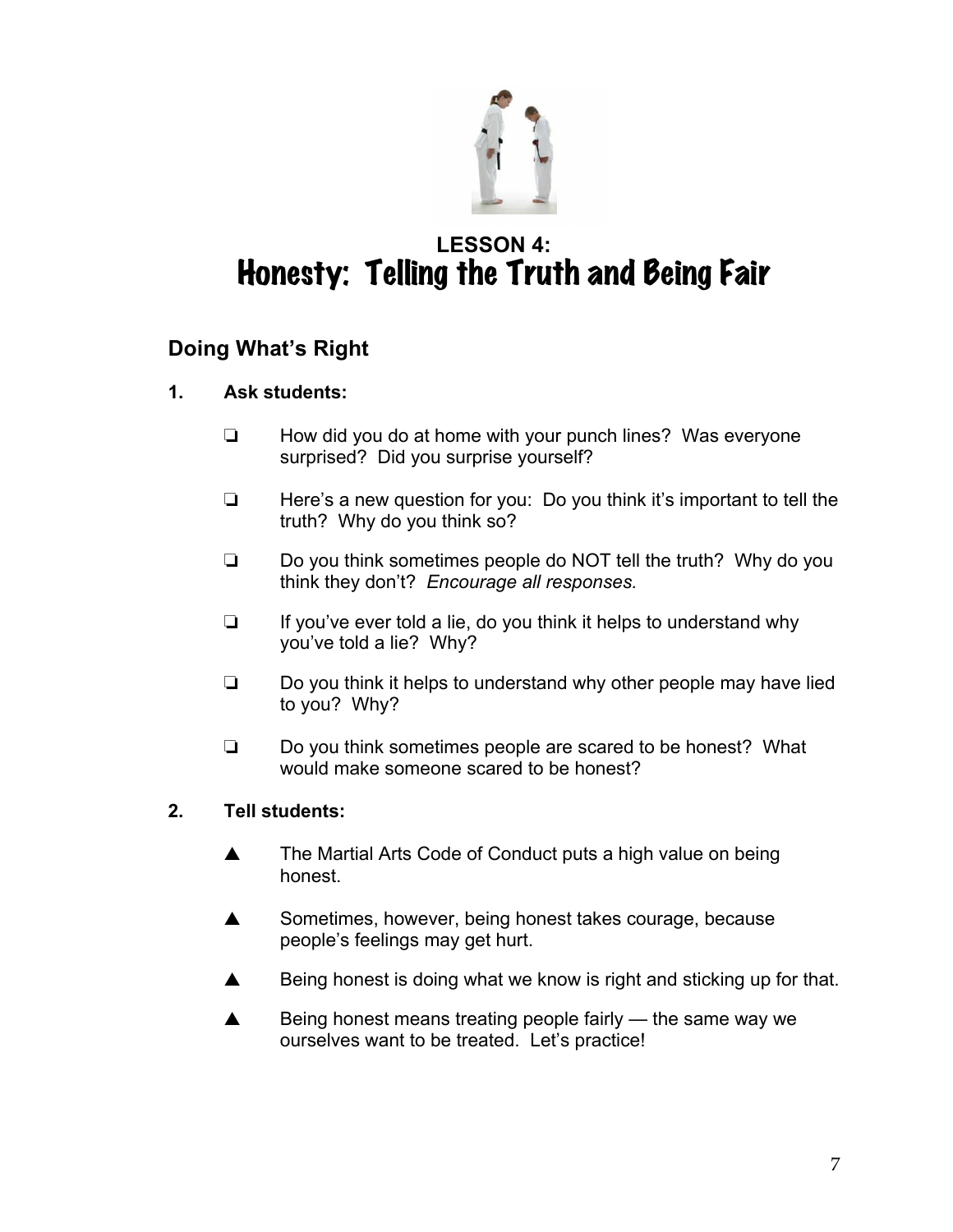## LESSON 4:
# Honesty: Telling the Truth and Being Fair

## Doing What's Right

**1. Ask students:**

- ❏ How did you do at home with your punch lines? Was everyone surprised? Did you surprise yourself?
- ❏ Here's a new question for you: Do you think it's important to tell the truth? Why do you think so?
- ❏ Do you think sometimes people do NOT tell the truth? Why do you think they don't? *Encourage all responses.*
- ❏ If you've ever told a lie, do you think it helps to understand why you've told a lie? Why?
- ❏ Do you think it helps to understand why other people may have lied to you? Why?
- ❏ Do you think sometimes people are scared to be honest? What would make someone scared to be honest?

**2. Tell students:**

- ▲ The Martial Arts Code of Conduct puts a high value on being honest.
- ▲ Sometimes, however, being honest takes courage, because people's feelings may get hurt.
- ▲ Being honest is doing what we know is right and sticking up for that.
- ▲ Being honest means treating people fairly — the same way we ourselves want to be treated. Let's practice!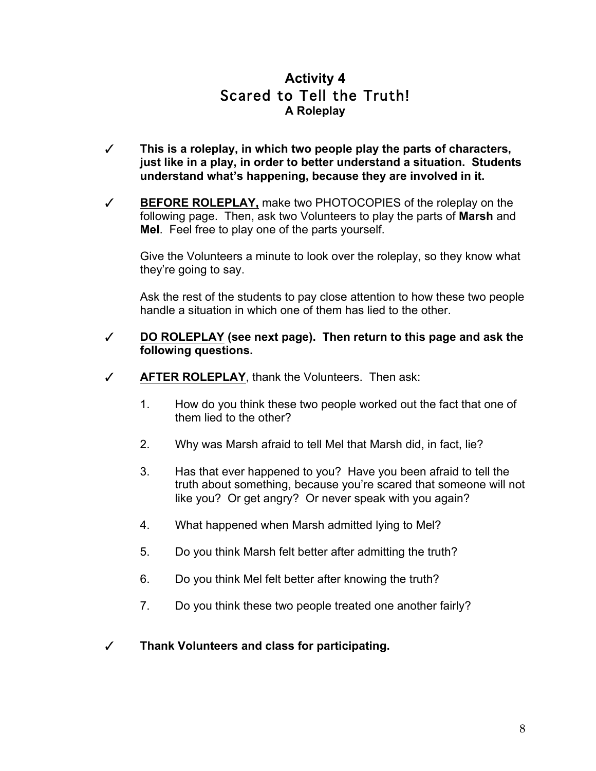# Activity 4
## Scared to Tell the Truth!
### A Roleplay

✓ **This is a roleplay, in which two people play the parts of characters, just like in a play, in order to better understand a situation. Students understand what's happening, because they are involved in it.**

✓ **<u>BEFORE ROLEPLAY,</u>** make two PHOTOCOPIES of the roleplay on the following page. Then, ask two Volunteers to play the parts of **Marsh** and **Mel**. Feel free to play one of the parts yourself.

Give the Volunteers a minute to look over the roleplay, so they know what they're going to say.

Ask the rest of the students to pay close attention to how these two people handle a situation in which one of them has lied to the other.

✓ **<u>DO ROLEPLAY</u> (see next page). Then return to this page and ask the following questions.**

✓ **<u>AFTER ROLEPLAY</u>**, thank the Volunteers. Then ask:

1. How do you think these two people worked out the fact that one of them lied to the other?
2. Why was Marsh afraid to tell Mel that Marsh did, in fact, lie?
3. Has that ever happened to you? Have you been afraid to tell the truth about something, because you're scared that someone will not like you? Or get angry? Or never speak with you again?
4. What happened when Marsh admitted lying to Mel?
5. Do you think Marsh felt better after admitting the truth?
6. Do you think Mel felt better after knowing the truth?
7. Do you think these two people treated one another fairly?

✓ **Thank Volunteers and class for participating.**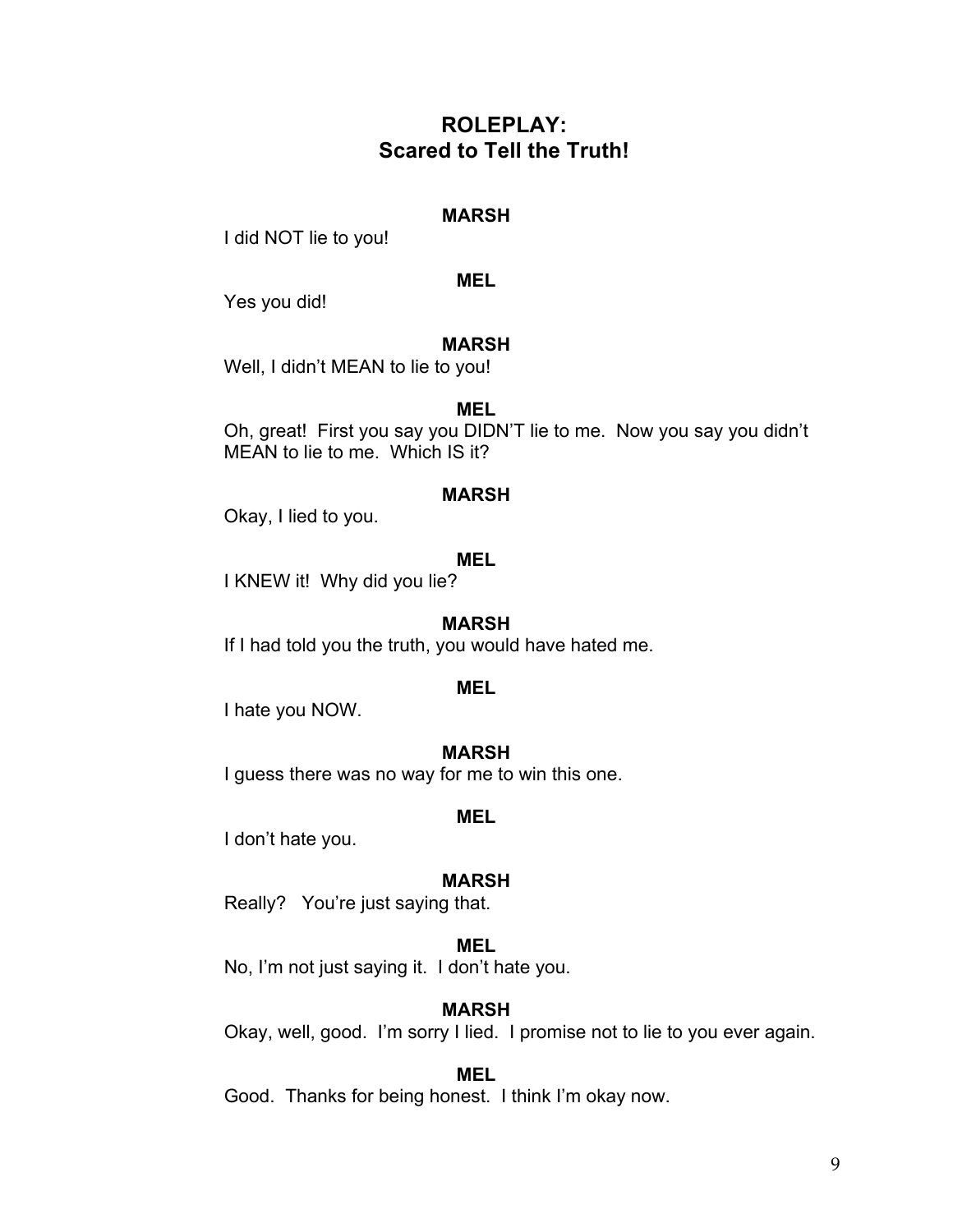## ROLEPLAY: Scared to Tell the Truth!

**MARSH**

I did NOT lie to you!

**MEL**

Yes you did!

**MARSH**

Well, I didn't MEAN to lie to you!

**MEL**

Oh, great! First you say you DIDN'T lie to me. Now you say you didn't MEAN to lie to me. Which IS it?

**MARSH**

Okay, I lied to you.

**MEL**

I KNEW it! Why did you lie?

**MARSH**

If I had told you the truth, you would have hated me.

**MEL**

I hate you NOW.

**MARSH**

I guess there was no way for me to win this one.

**MEL**

I don't hate you.

**MARSH**

Really? You're just saying that.

**MEL**

No, I'm not just saying it. I don't hate you.

**MARSH**

Okay, well, good. I'm sorry I lied. I promise not to lie to you ever again.

**MEL**

Good. Thanks for being honest. I think I'm okay now.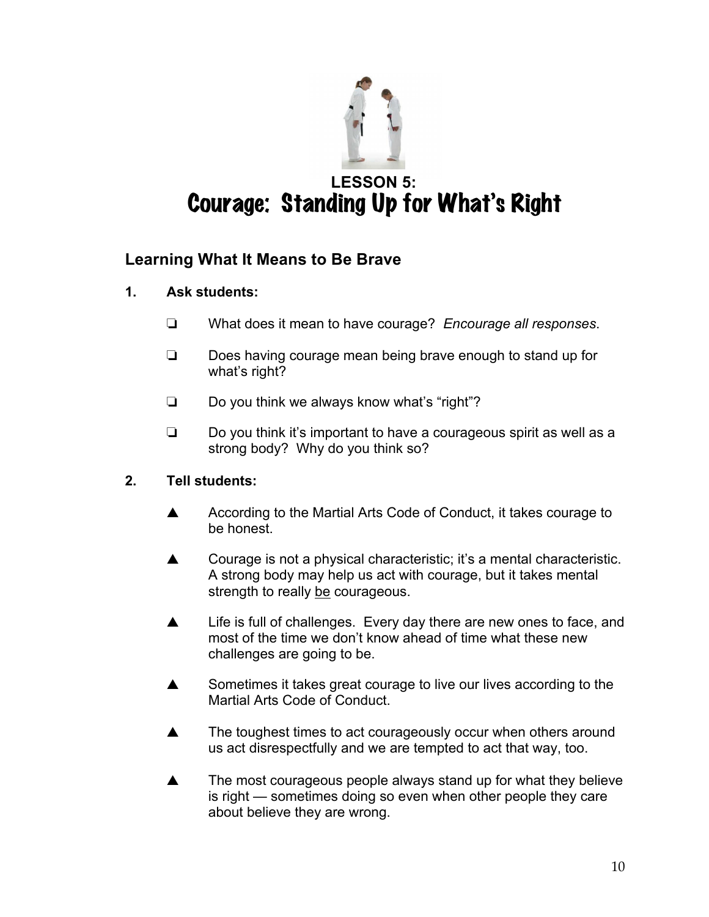## LESSON 5:
# Courage: Standing Up for What's Right

### Learning What It Means to Be Brave

1. **Ask students:**

   - ❏ What does it mean to have courage? *Encourage all responses*.
   - ❏ Does having courage mean being brave enough to stand up for what's right?
   - ❏ Do you think we always know what's "right"?
   - ❏ Do you think it's important to have a courageous spirit as well as a strong body? Why do you think so?

2. **Tell students:**

   - ▲ According to the Martial Arts Code of Conduct, it takes courage to be honest.
   - ▲ Courage is not a physical characteristic; it's a mental characteristic. A strong body may help us act with courage, but it takes mental strength to really <u>be</u> courageous.
   - ▲ Life is full of challenges. Every day there are new ones to face, and most of the time we don't know ahead of time what these new challenges are going to be.
   - ▲ Sometimes it takes great courage to live our lives according to the Martial Arts Code of Conduct.
   - ▲ The toughest times to act courageously occur when others around us act disrespectfully and we are tempted to act that way, too.
   - ▲ The most courageous people always stand up for what they believe is right — sometimes doing so even when other people they care about believe they are wrong.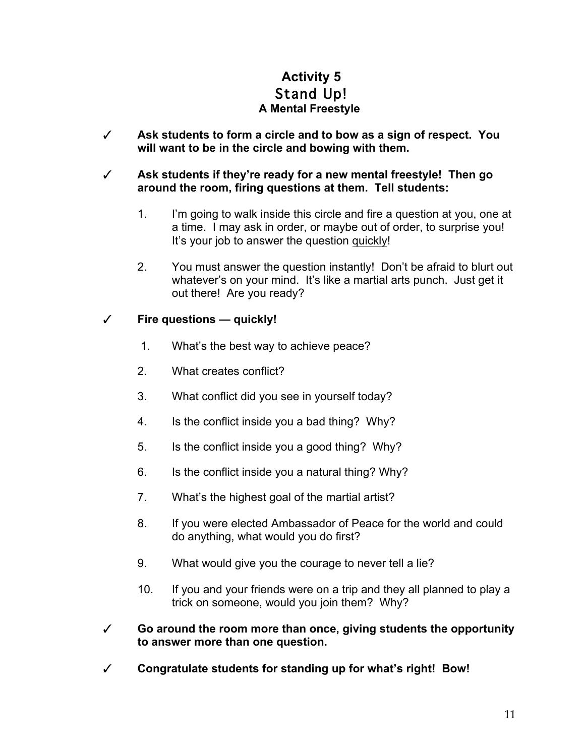# Activity 5
## Stand Up!
### A Mental Freestyle

✓ **Ask students to form a circle and to bow as a sign of respect. You will want to be in the circle and bowing with them.**

✓ **Ask students if they're ready for a new mental freestyle! Then go around the room, firing questions at them. Tell students:**

1. I'm going to walk inside this circle and fire a question at you, one at a time. I may ask in order, or maybe out of order, to surprise you! It's your job to answer the question <u>quickly</u>!

2. You must answer the question instantly! Don't be afraid to blurt out whatever's on your mind. It's like a martial arts punch. Just get it out there! Are you ready?

✓ **Fire questions — quickly!**

1. What's the best way to achieve peace?

2. What creates conflict?

3. What conflict did you see in yourself today?

4. Is the conflict inside you a bad thing? Why?

5. Is the conflict inside you a good thing? Why?

6. Is the conflict inside you a natural thing? Why?

7. What's the highest goal of the martial artist?

8. If you were elected Ambassador of Peace for the world and could do anything, what would you do first?

9. What would give you the courage to never tell a lie?

10. If you and your friends were on a trip and they all planned to play a trick on someone, would you join them? Why?

✓ **Go around the room more than once, giving students the opportunity to answer more than one question.**

✓ **Congratulate students for standing up for what's right! Bow!**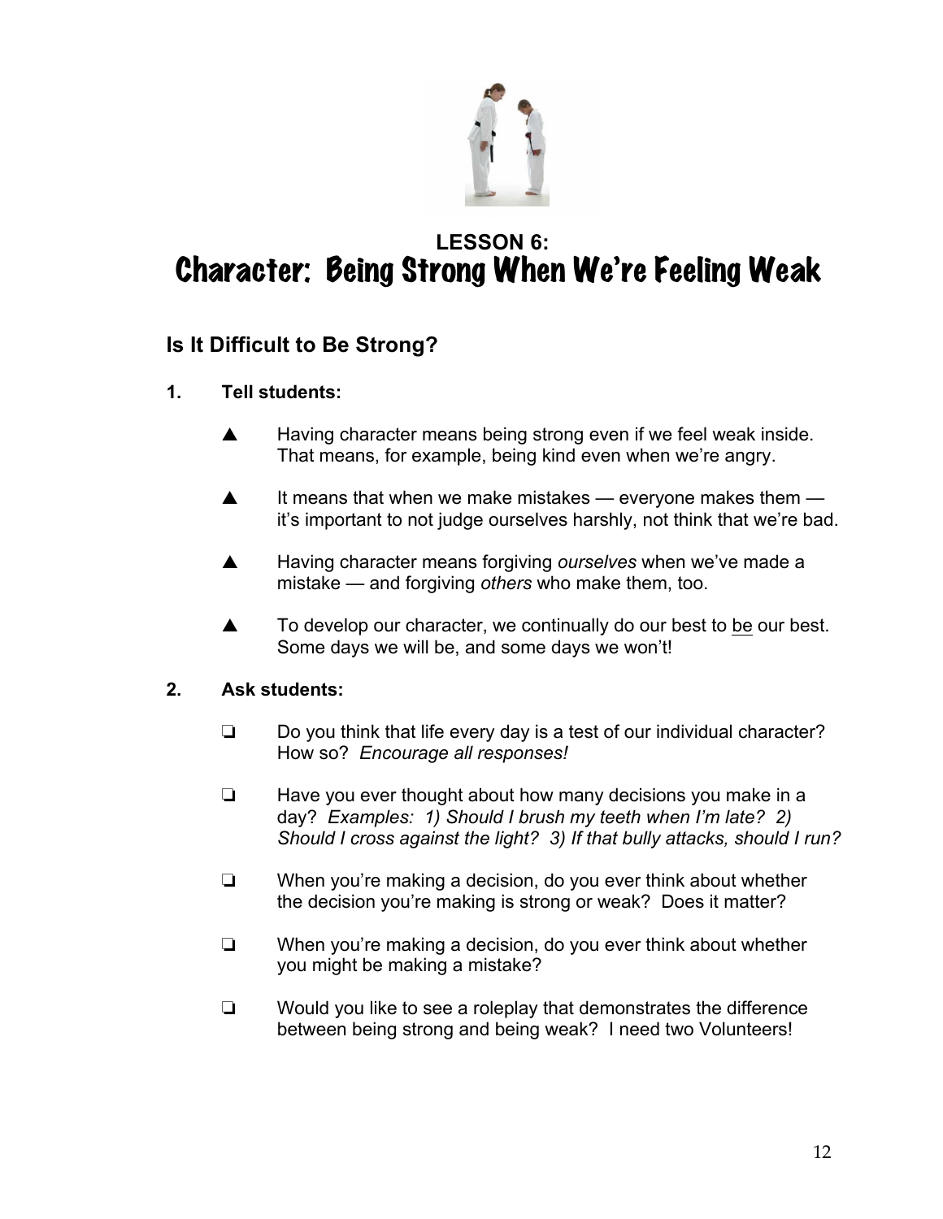## LESSON 6:
# Character: Being Strong When We're Feeling Weak

### Is It Difficult to Be Strong?

1. **Tell students:**

   ▲ Having character means being strong even if we feel weak inside. That means, for example, being kind even when we're angry.

   ▲ It means that when we make mistakes — everyone makes them — it's important to not judge ourselves harshly, not think that we're bad.

   ▲ Having character means forgiving *ourselves* when we've made a mistake — and forgiving *others* who make them, too.

   ▲ To develop our character, we continually do our best to <u>be</u> our best. Some days we will be, and some days we won't!

2. **Ask students:**

   ❏ Do you think that life every day is a test of our individual character? How so? *Encourage all responses!*

   ❏ Have you ever thought about how many decisions you make in a day? *Examples: 1) Should I brush my teeth when I'm late? 2) Should I cross against the light? 3) If that bully attacks, should I run?*

   ❏ When you're making a decision, do you ever think about whether the decision you're making is strong or weak? Does it matter?

   ❏ When you're making a decision, do you ever think about whether you might be making a mistake?

   ❏ Would you like to see a roleplay that demonstrates the difference between being strong and being weak? I need two Volunteers!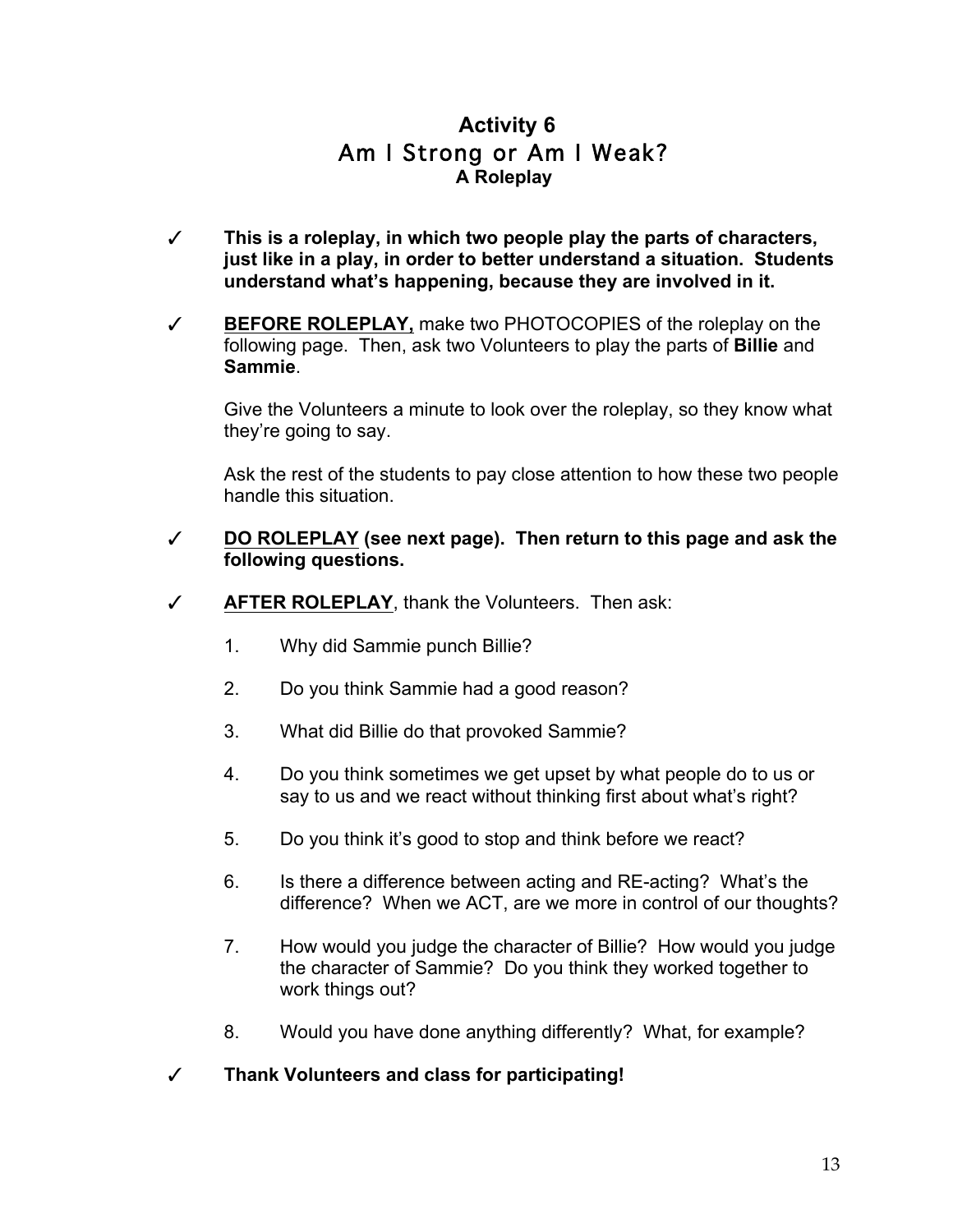# Activity 6
## Am I Strong or Am I Weak?
### A Roleplay

✓ **This is a roleplay, in which two people play the parts of characters, just like in a play, in order to better understand a situation. Students understand what's happening, because they are involved in it.**

✓ **<u>BEFORE ROLEPLAY,</u>** make two PHOTOCOPIES of the roleplay on the following page. Then, ask two Volunteers to play the parts of **Billie** and **Sammie**.

Give the Volunteers a minute to look over the roleplay, so they know what they're going to say.

Ask the rest of the students to pay close attention to how these two people handle this situation.

✓ **<u>DO ROLEPLAY</u> (see next page). Then return to this page and ask the following questions.**

✓ **<u>AFTER ROLEPLAY</u>**, thank the Volunteers. Then ask:

1. Why did Sammie punch Billie?
2. Do you think Sammie had a good reason?
3. What did Billie do that provoked Sammie?
4. Do you think sometimes we get upset by what people do to us or say to us and we react without thinking first about what's right?
5. Do you think it's good to stop and think before we react?
6. Is there a difference between acting and RE-acting? What's the difference? When we ACT, are we more in control of our thoughts?
7. How would you judge the character of Billie? How would you judge the character of Sammie? Do you think they worked together to work things out?
8. Would you have done anything differently? What, for example?

✓ **Thank Volunteers and class for participating!**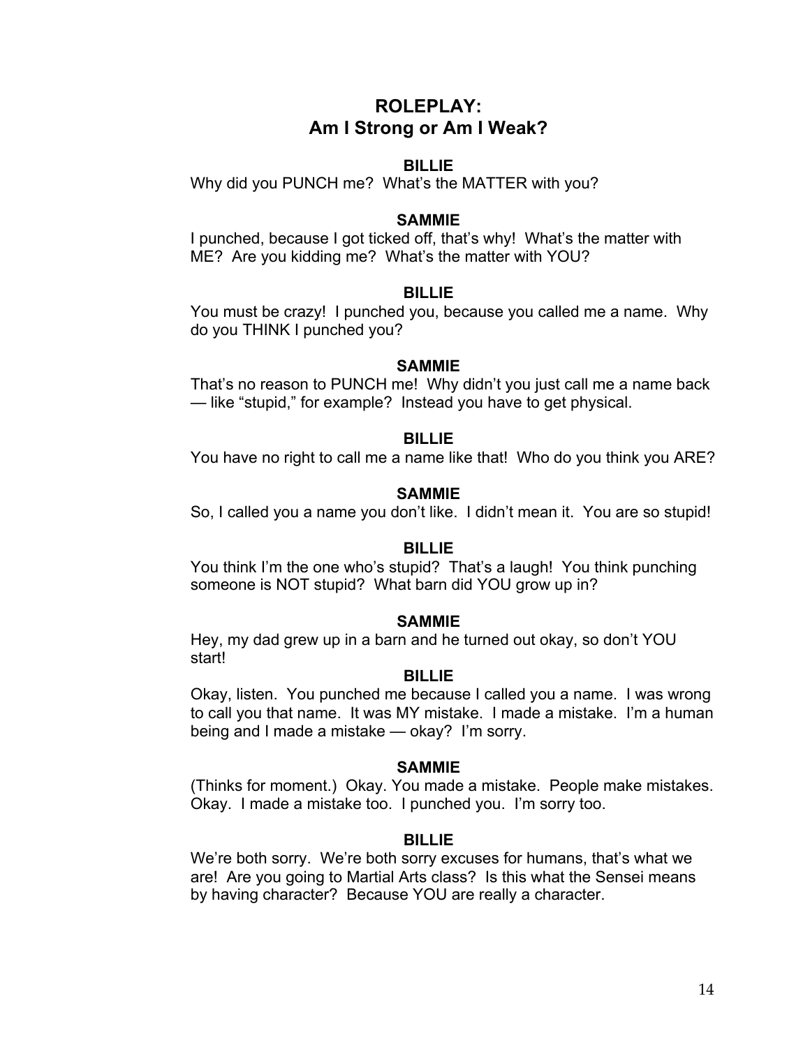# ROLEPLAY: Am I Strong or Am I Weak?

**BILLIE**

Why did you PUNCH me? What's the MATTER with you?

**SAMMIE**

I punched, because I got ticked off, that's why! What's the matter with ME? Are you kidding me? What's the matter with YOU?

**BILLIE**

You must be crazy! I punched you, because you called me a name. Why do you THINK I punched you?

**SAMMIE**

That's no reason to PUNCH me! Why didn't you just call me a name back — like "stupid," for example? Instead you have to get physical.

**BILLIE**

You have no right to call me a name like that! Who do you think you ARE?

**SAMMIE**

So, I called you a name you don't like. I didn't mean it. You are so stupid!

**BILLIE**

You think I'm the one who's stupid? That's a laugh! You think punching someone is NOT stupid? What barn did YOU grow up in?

**SAMMIE**

Hey, my dad grew up in a barn and he turned out okay, so don't YOU start!

**BILLIE**

Okay, listen. You punched me because I called you a name. I was wrong to call you that name. It was MY mistake. I made a mistake. I'm a human being and I made a mistake — okay? I'm sorry.

**SAMMIE**

(Thinks for moment.) Okay. You made a mistake. People make mistakes. Okay. I made a mistake too. I punched you. I'm sorry too.

**BILLIE**

We're both sorry. We're both sorry excuses for humans, that's what we are! Are you going to Martial Arts class? Is this what the Sensei means by having character? Because YOU are really a character.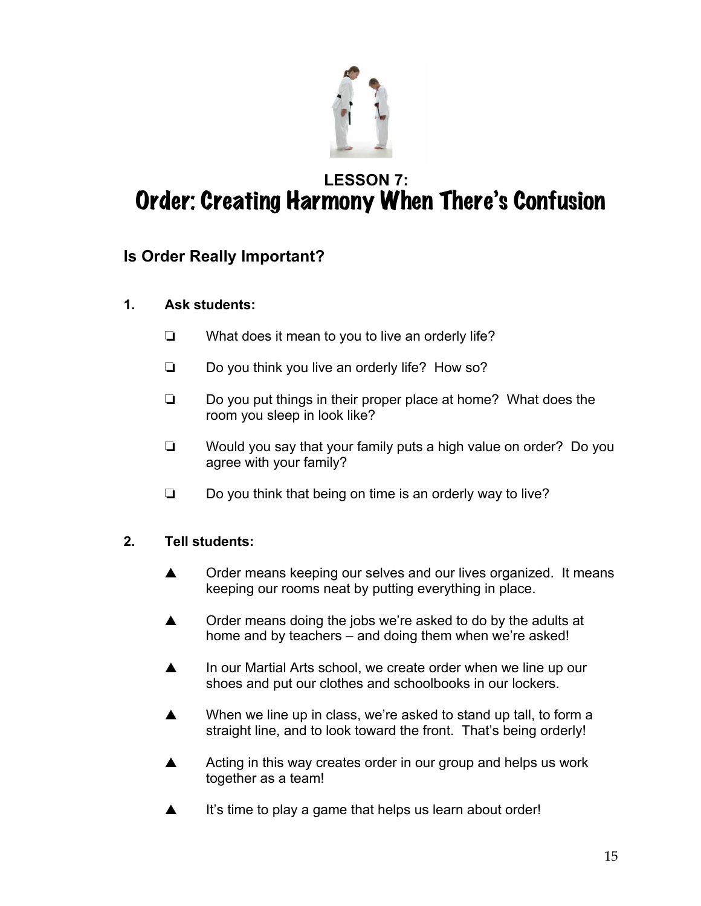## LESSON 7:
# Order: Creating Harmony When There's Confusion

### Is Order Really Important?

**1. Ask students:**

- ❏ What does it mean to you to live an orderly life?
- ❏ Do you think you live an orderly life? How so?
- ❏ Do you put things in their proper place at home? What does the room you sleep in look like?
- ❏ Would you say that your family puts a high value on order? Do you agree with your family?
- ❏ Do you think that being on time is an orderly way to live?

**2. Tell students:**

- ▲ Order means keeping our selves and our lives organized. It means keeping our rooms neat by putting everything in place.
- ▲ Order means doing the jobs we're asked to do by the adults at home and by teachers – and doing them when we're asked!
- ▲ In our Martial Arts school, we create order when we line up our shoes and put our clothes and schoolbooks in our lockers.
- ▲ When we line up in class, we're asked to stand up tall, to form a straight line, and to look toward the front. That's being orderly!
- ▲ Acting in this way creates order in our group and helps us work together as a team!
- ▲ It's time to play a game that helps us learn about order!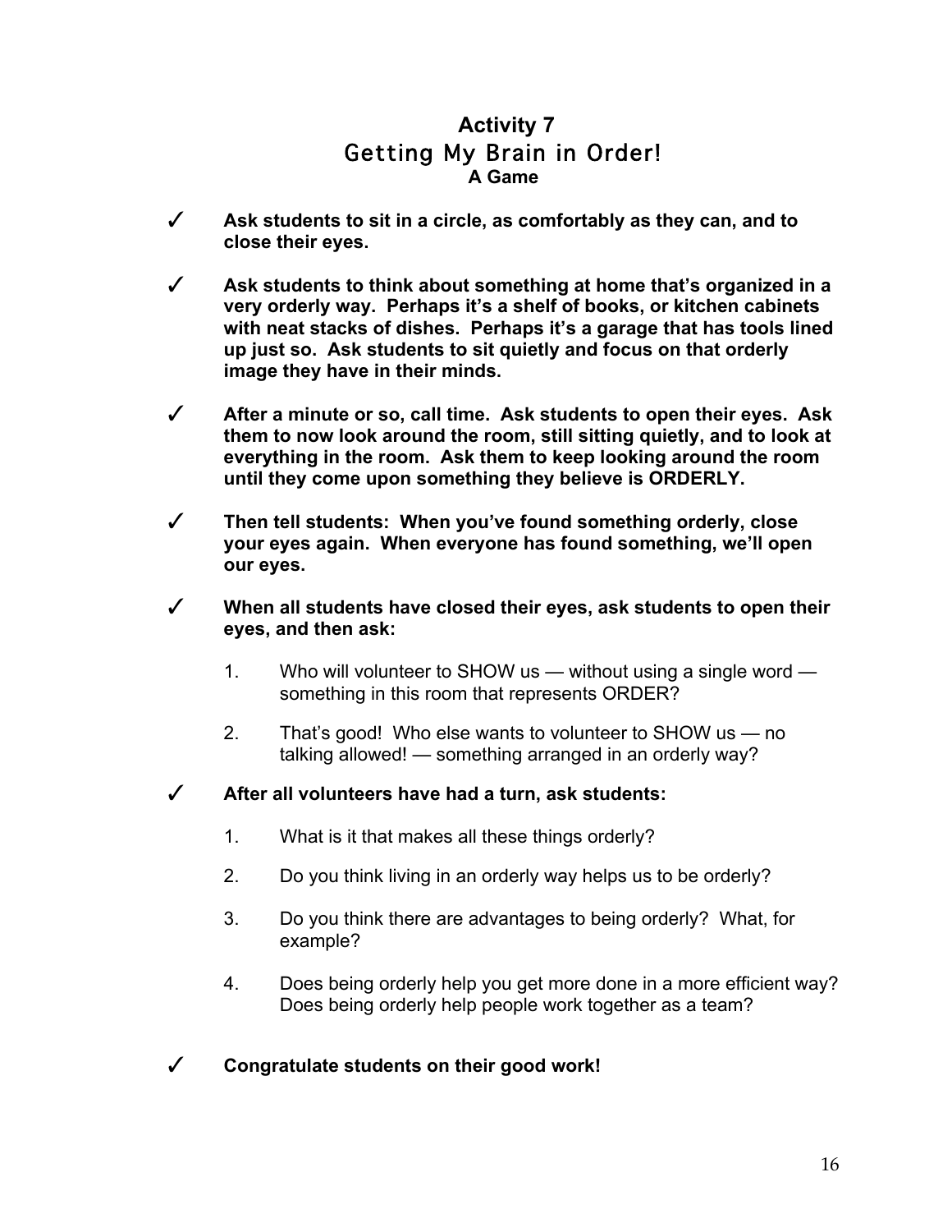## Activity 7
### Getting My Brain in Order!
**A Game**

✓ **Ask students to sit in a circle, as comfortably as they can, and to close their eyes.**

✓ **Ask students to think about something at home that's organized in a very orderly way. Perhaps it's a shelf of books, or kitchen cabinets with neat stacks of dishes. Perhaps it's a garage that has tools lined up just so. Ask students to sit quietly and focus on that orderly image they have in their minds.**

✓ **After a minute or so, call time. Ask students to open their eyes. Ask them to now look around the room, still sitting quietly, and to look at everything in the room. Ask them to keep looking around the room until they come upon something they believe is ORDERLY.**

✓ **Then tell students: When you've found something orderly, close your eyes again. When everyone has found something, we'll open our eyes.**

✓ **When all students have closed their eyes, ask students to open their eyes, and then ask:**

1. Who will volunteer to SHOW us — without using a single word — something in this room that represents ORDER?
2. That's good! Who else wants to volunteer to SHOW us — no talking allowed! — something arranged in an orderly way?

✓ **After all volunteers have had a turn, ask students:**

1. What is it that makes all these things orderly?
2. Do you think living in an orderly way helps us to be orderly?
3. Do you think there are advantages to being orderly? What, for example?
4. Does being orderly help you get more done in a more efficient way? Does being orderly help people work together as a team?

✓ **Congratulate students on their good work!**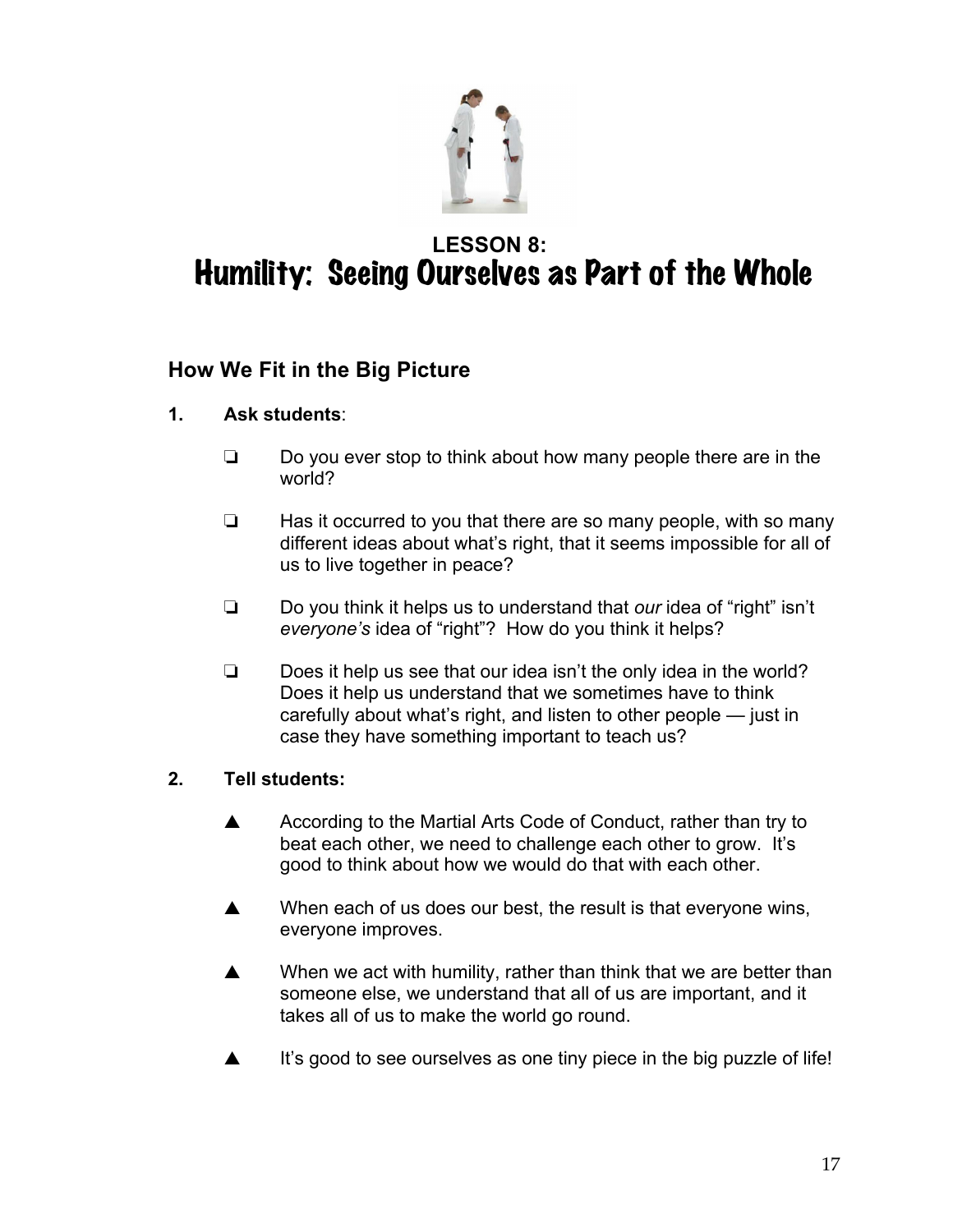## LESSON 8:

# Humility: Seeing Ourselves as Part of the Whole

### How We Fit in the Big Picture

1. **Ask students**:

   ❏ Do you ever stop to think about how many people there are in the world?

   ❏ Has it occurred to you that there are so many people, with so many different ideas about what's right, that it seems impossible for all of us to live together in peace?

   ❏ Do you think it helps us to understand that *our* idea of "right" isn't *everyone's* idea of "right"? How do you think it helps?

   ❏ Does it help us see that our idea isn't the only idea in the world? Does it help us understand that we sometimes have to think carefully about what's right, and listen to other people — just in case they have something important to teach us?

2. **Tell students:**

   ▲ According to the Martial Arts Code of Conduct, rather than try to beat each other, we need to challenge each other to grow. It's good to think about how we would do that with each other.

   ▲ When each of us does our best, the result is that everyone wins, everyone improves.

   ▲ When we act with humility, rather than think that we are better than someone else, we understand that all of us are important, and it takes all of us to make the world go round.

   ▲ It's good to see ourselves as one tiny piece in the big puzzle of life!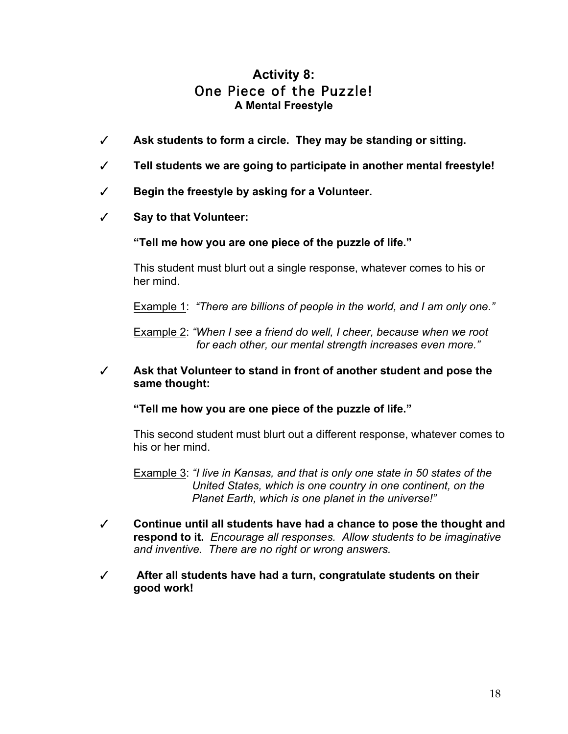## Activity 8:
## One Piece of the Puzzle!
### A Mental Freestyle

✓ **Ask students to form a circle. They may be standing or sitting.**

✓ **Tell students we are going to participate in another mental freestyle!**

✓ **Begin the freestyle by asking for a Volunteer.**

✓ **Say to that Volunteer:**

**"Tell me how you are one piece of the puzzle of life."**

This student must blurt out a single response, whatever comes to his or her mind.

<u>Example 1</u>: *"There are billions of people in the world, and I am only one."*

<u>Example 2</u>: *"When I see a friend do well, I cheer, because when we root for each other, our mental strength increases even more."*

✓ **Ask that Volunteer to stand in front of another student and pose the same thought:**

**"Tell me how you are one piece of the puzzle of life."**

This second student must blurt out a different response, whatever comes to his or her mind.

<u>Example 3</u>: *"I live in Kansas, and that is only one state in 50 states of the United States, which is one country in one continent, on the Planet Earth, which is one planet in the universe!"*

✓ **Continue until all students have had a chance to pose the thought and respond to it.** *Encourage all responses. Allow students to be imaginative and inventive. There are no right or wrong answers.*

✓ **After all students have had a turn, congratulate students on their good work!**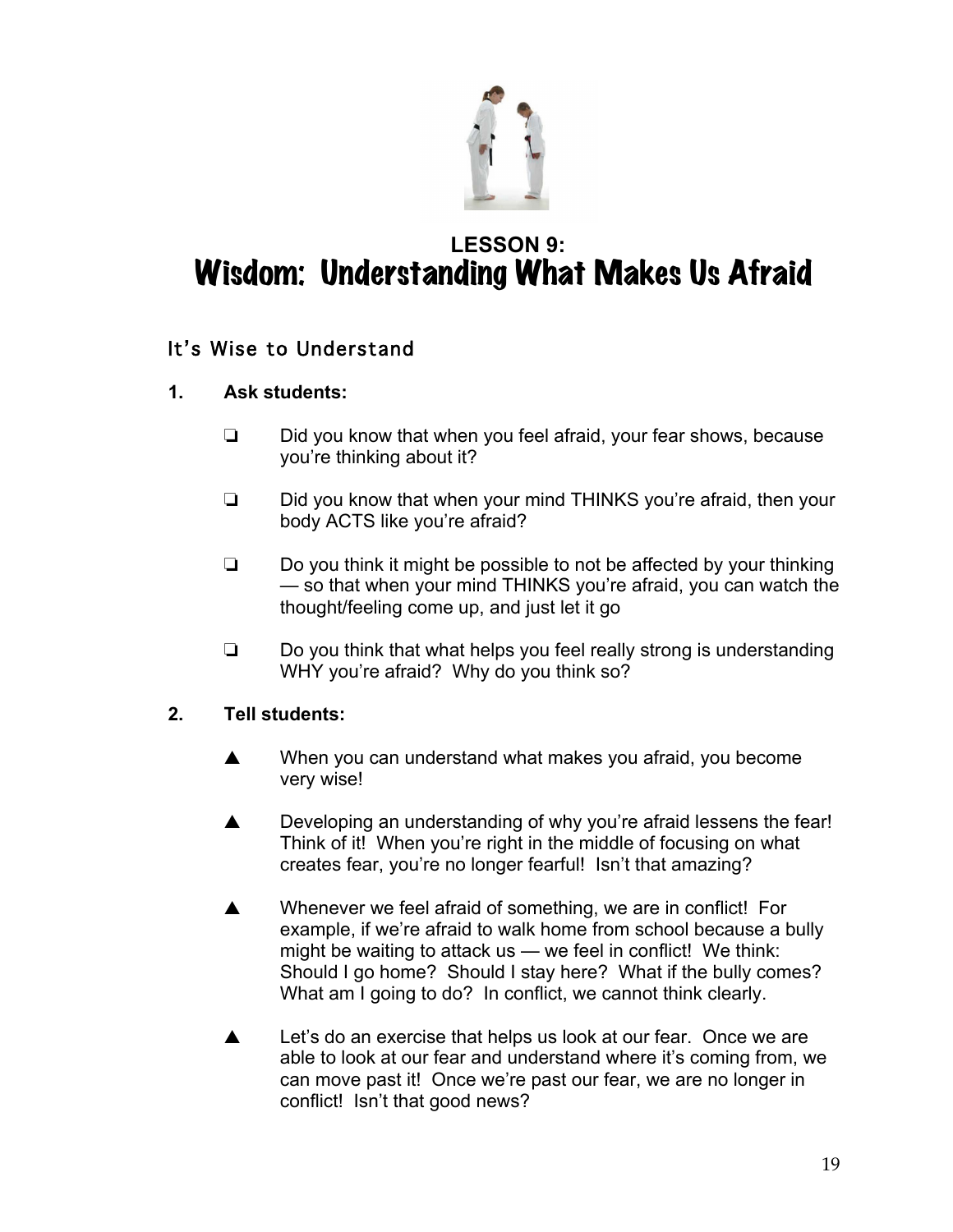## LESSON 9:
# Wisdom: Understanding What Makes Us Afraid

### It's Wise to Understand

**1. Ask students:**

- ❏ Did you know that when you feel afraid, your fear shows, because you're thinking about it?
- ❏ Did you know that when your mind THINKS you're afraid, then your body ACTS like you're afraid?
- ❏ Do you think it might be possible to not be affected by your thinking — so that when your mind THINKS you're afraid, you can watch the thought/feeling come up, and just let it go
- ❏ Do you think that what helps you feel really strong is understanding WHY you're afraid? Why do you think so?

**2. Tell students:**

- ▲ When you can understand what makes you afraid, you become very wise!
- ▲ Developing an understanding of why you're afraid lessens the fear! Think of it! When you're right in the middle of focusing on what creates fear, you're no longer fearful! Isn't that amazing?
- ▲ Whenever we feel afraid of something, we are in conflict! For example, if we're afraid to walk home from school because a bully might be waiting to attack us — we feel in conflict! We think: Should I go home? Should I stay here? What if the bully comes? What am I going to do? In conflict, we cannot think clearly.
- ▲ Let's do an exercise that helps us look at our fear. Once we are able to look at our fear and understand where it's coming from, we can move past it! Once we're past our fear, we are no longer in conflict! Isn't that good news?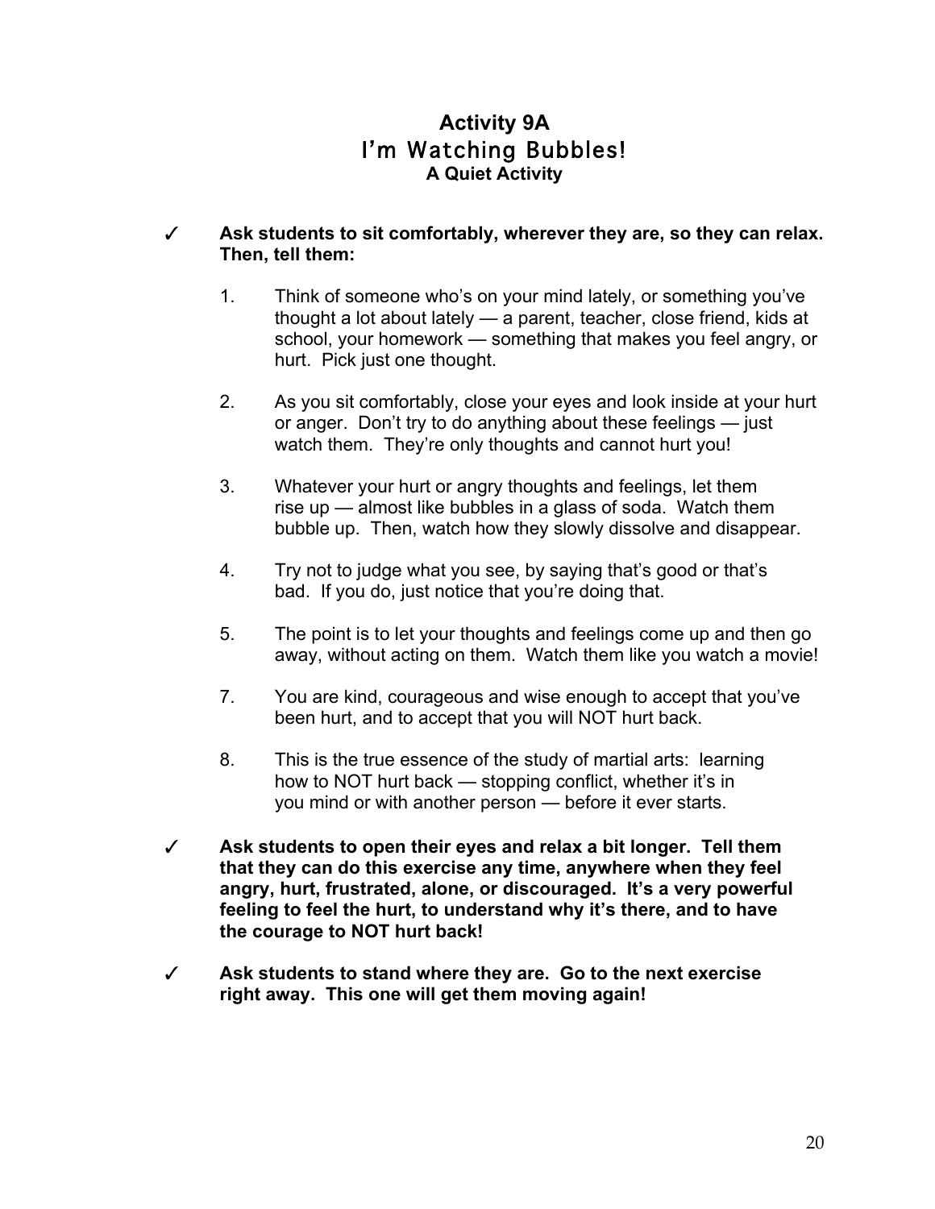# Activity 9A
## I'm Watching Bubbles!
### A Quiet Activity

✓ **Ask students to sit comfortably, wherever they are, so they can relax. Then, tell them:**

1. Think of someone who's on your mind lately, or something you've thought a lot about lately — a parent, teacher, close friend, kids at school, your homework — something that makes you feel angry, or hurt. Pick just one thought.

2. As you sit comfortably, close your eyes and look inside at your hurt or anger. Don't try to do anything about these feelings — just watch them. They're only thoughts and cannot hurt you!

3. Whatever your hurt or angry thoughts and feelings, let them rise up — almost like bubbles in a glass of soda. Watch them bubble up. Then, watch how they slowly dissolve and disappear.

4. Try not to judge what you see, by saying that's good or that's bad. If you do, just notice that you're doing that.

5. The point is to let your thoughts and feelings come up and then go away, without acting on them. Watch them like you watch a movie!

7. You are kind, courageous and wise enough to accept that you've been hurt, and to accept that you will NOT hurt back.

8. This is the true essence of the study of martial arts: learning how to NOT hurt back — stopping conflict, whether it's in you mind or with another person — before it ever starts.

✓ **Ask students to open their eyes and relax a bit longer. Tell them that they can do this exercise any time, anywhere when they feel angry, hurt, frustrated, alone, or discouraged. It's a very powerful feeling to feel the hurt, to understand why it's there, and to have the courage to NOT hurt back!**

✓ **Ask students to stand where they are. Go to the next exercise right away. This one will get them moving again!**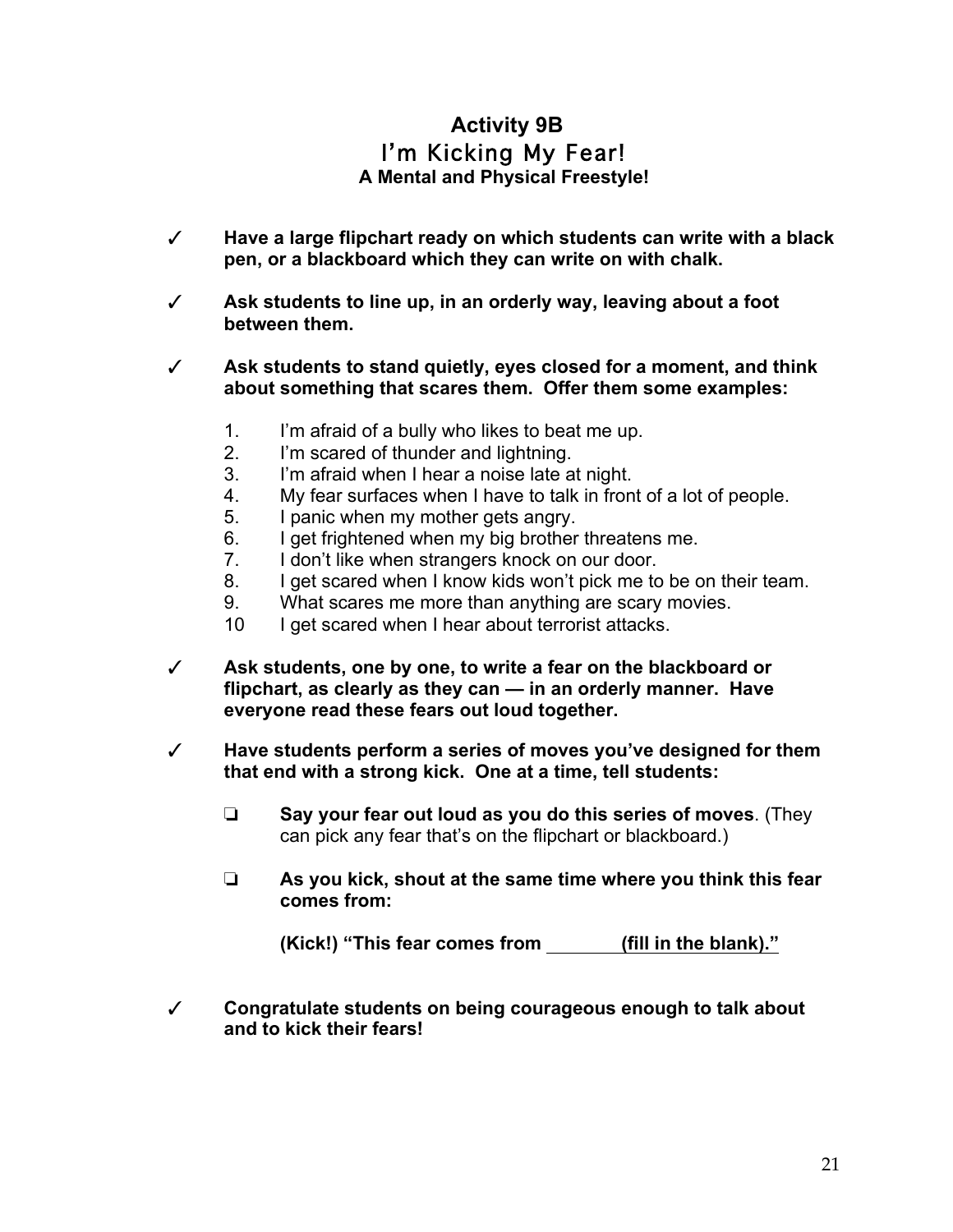# Activity 9B

## I'm Kicking My Fear!

### A Mental and Physical Freestyle!

✓ **Have a large flipchart ready on which students can write with a black pen, or a blackboard which they can write on with chalk.**

✓ **Ask students to line up, in an orderly way, leaving about a foot between them.**

✓ **Ask students to stand quietly, eyes closed for a moment, and think about something that scares them. Offer them some examples:**

1. I'm afraid of a bully who likes to beat me up.
2. I'm scared of thunder and lightning.
3. I'm afraid when I hear a noise late at night.
4. My fear surfaces when I have to talk in front of a lot of people.
5. I panic when my mother gets angry.
6. I get frightened when my big brother threatens me.
7. I don't like when strangers knock on our door.
8. I get scared when I know kids won't pick me to be on their team.
9. What scares me more than anything are scary movies.
10. I get scared when I hear about terrorist attacks.

✓ **Ask students, one by one, to write a fear on the blackboard or flipchart, as clearly as they can — in an orderly manner. Have everyone read these fears out loud together.**

✓ **Have students perform a series of moves you've designed for them that end with a strong kick. One at a time, tell students:**

- ❏ **Say your fear out loud as you do this series of moves**. (They can pick any fear that's on the flipchart or blackboard.)

- ❏ **As you kick, shout at the same time where you think this fear comes from:**

  **(Kick!) "This fear comes from \_\_\_\_\_\_\_\_ (fill in the blank)."**

✓ **Congratulate students on being courageous enough to talk about and to kick their fears!**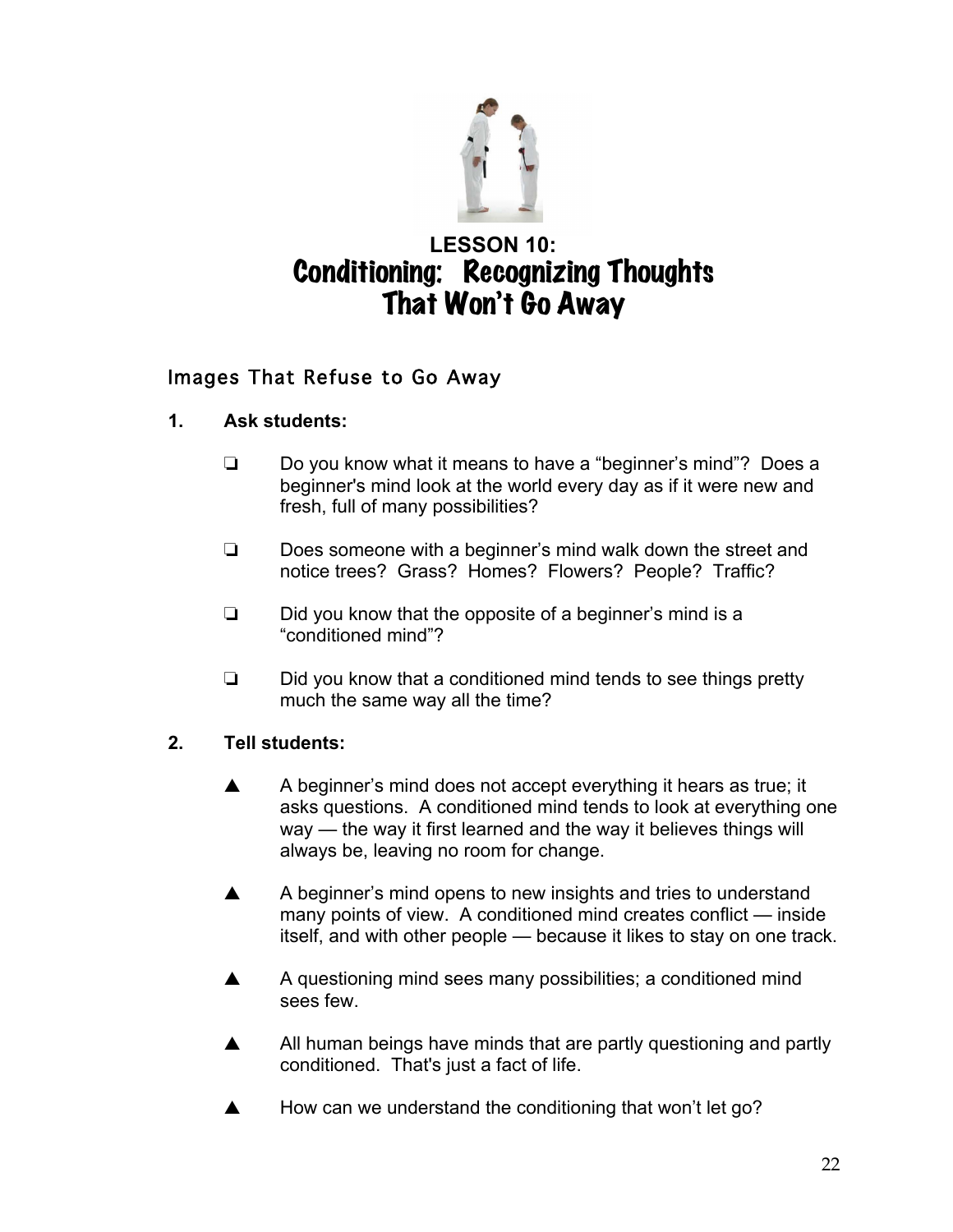# LESSON 10:
# Conditioning: Recognizing Thoughts That Won't Go Away

## Images That Refuse to Go Away

**1. Ask students:**

- ❏ Do you know what it means to have a "beginner's mind"? Does a beginner's mind look at the world every day as if it were new and fresh, full of many possibilities?
- ❏ Does someone with a beginner's mind walk down the street and notice trees? Grass? Homes? Flowers? People? Traffic?
- ❏ Did you know that the opposite of a beginner's mind is a "conditioned mind"?
- ❏ Did you know that a conditioned mind tends to see things pretty much the same way all the time?

**2. Tell students:**

- ▲ A beginner's mind does not accept everything it hears as true; it asks questions. A conditioned mind tends to look at everything one way — the way it first learned and the way it believes things will always be, leaving no room for change.
- ▲ A beginner's mind opens to new insights and tries to understand many points of view. A conditioned mind creates conflict — inside itself, and with other people — because it likes to stay on one track.
- ▲ A questioning mind sees many possibilities; a conditioned mind sees few.
- ▲ All human beings have minds that are partly questioning and partly conditioned. That's just a fact of life.
- ▲ How can we understand the conditioning that won't let go?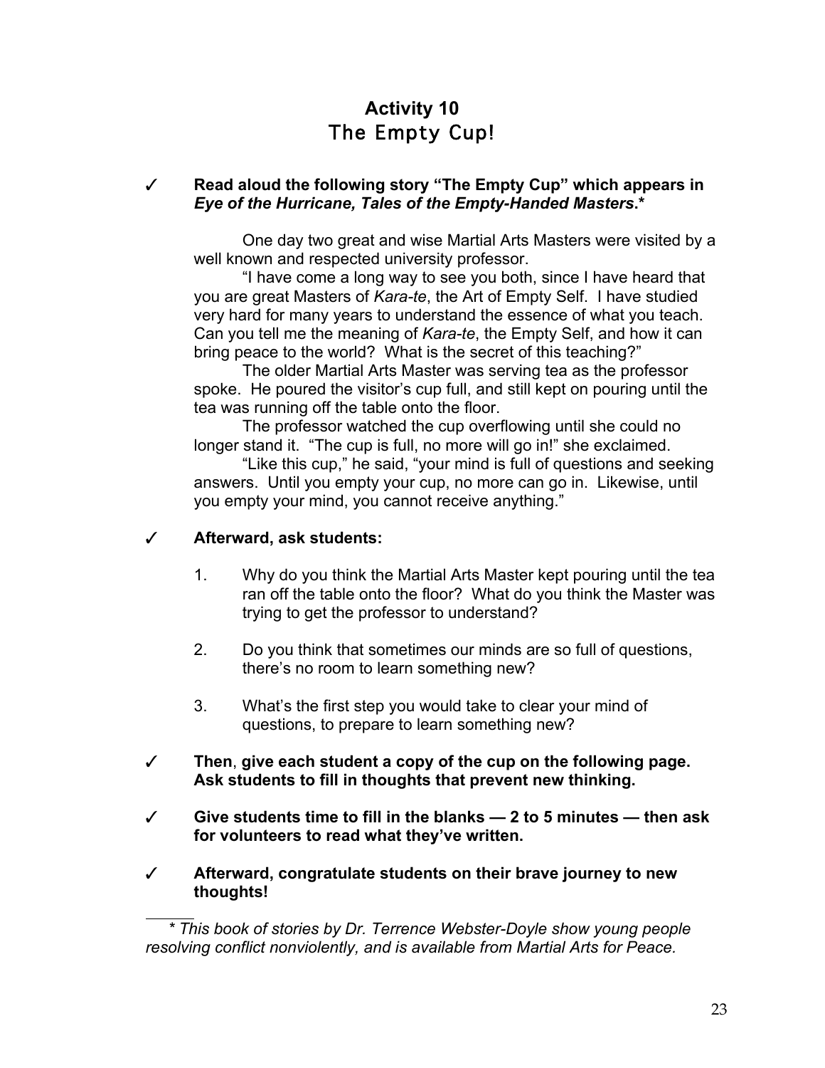# Activity 10
## The Empty Cup!

✓ **Read aloud the following story "The Empty Cup" which appears in *Eye of the Hurricane, Tales of the Empty-Handed Masters*.\***

One day two great and wise Martial Arts Masters were visited by a well known and respected university professor.

"I have come a long way to see you both, since I have heard that you are great Masters of *Kara-te*, the Art of Empty Self. I have studied very hard for many years to understand the essence of what you teach. Can you tell me the meaning of *Kara-te*, the Empty Self, and how it can bring peace to the world? What is the secret of this teaching?"

The older Martial Arts Master was serving tea as the professor spoke. He poured the visitor's cup full, and still kept on pouring until the tea was running off the table onto the floor.

The professor watched the cup overflowing until she could no longer stand it. "The cup is full, no more will go in!" she exclaimed.

"Like this cup," he said, "your mind is full of questions and seeking answers. Until you empty your cup, no more can go in. Likewise, until you empty your mind, you cannot receive anything."

✓ **Afterward, ask students:**

1. Why do you think the Martial Arts Master kept pouring until the tea ran off the table onto the floor? What do you think the Master was trying to get the professor to understand?

2. Do you think that sometimes our minds are so full of questions, there's no room to learn something new?

3. What's the first step you would take to clear your mind of questions, to prepare to learn something new?

✓ **Then, give each student a copy of the cup on the following page. Ask students to fill in thoughts that prevent new thinking.**

✓ **Give students time to fill in the blanks — 2 to 5 minutes — then ask for volunteers to read what they've written.**

✓ **Afterward, congratulate students on their brave journey to new thoughts!**

---

*\* This book of stories by Dr. Terrence Webster-Doyle show young people resolving conflict nonviolently, and is available from Martial Arts for Peace.*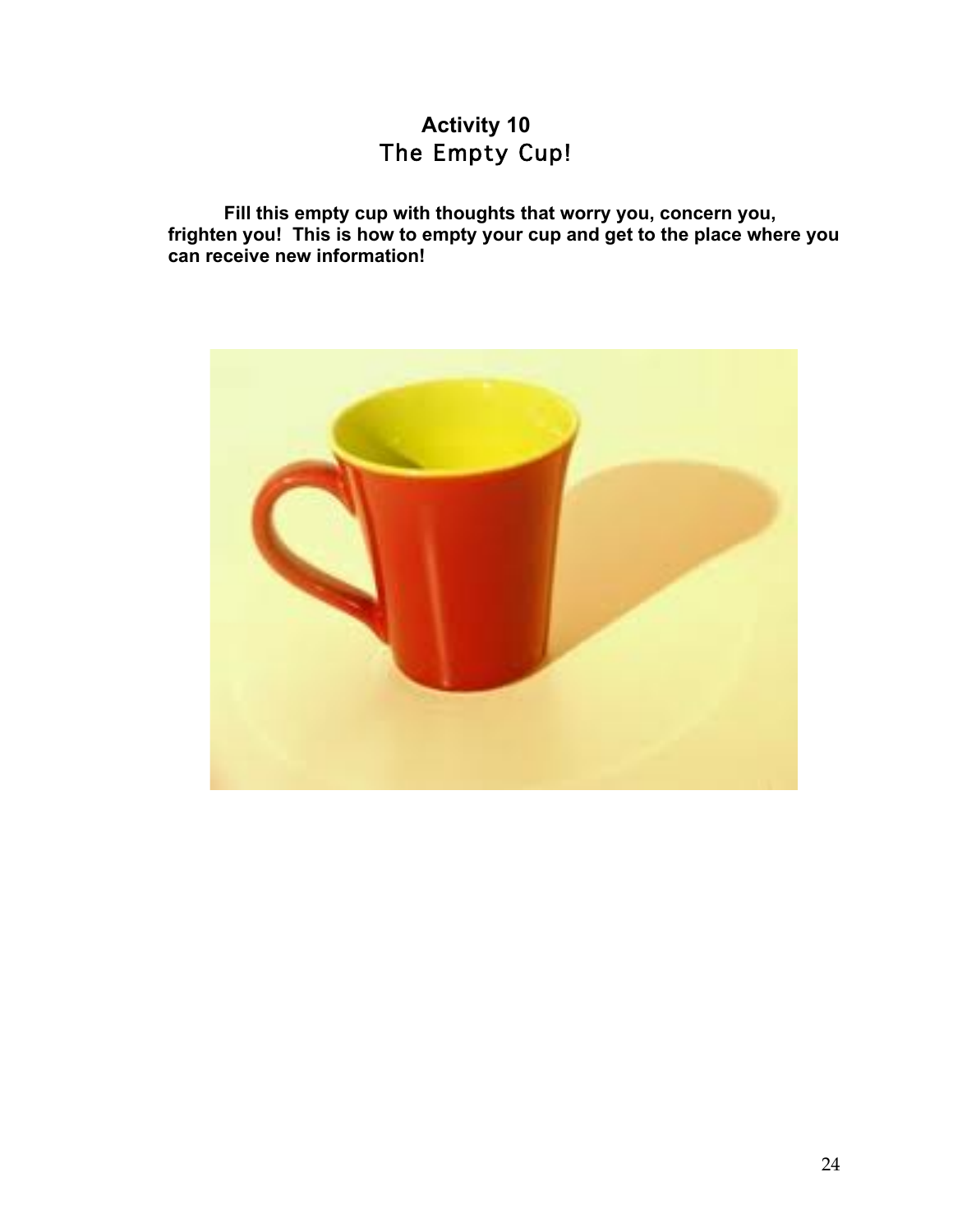**Activity 10**

# The Empty Cup!

**Fill this empty cup with thoughts that worry you, concern you, frighten you! This is how to empty your cup and get to the place where you can receive new information!**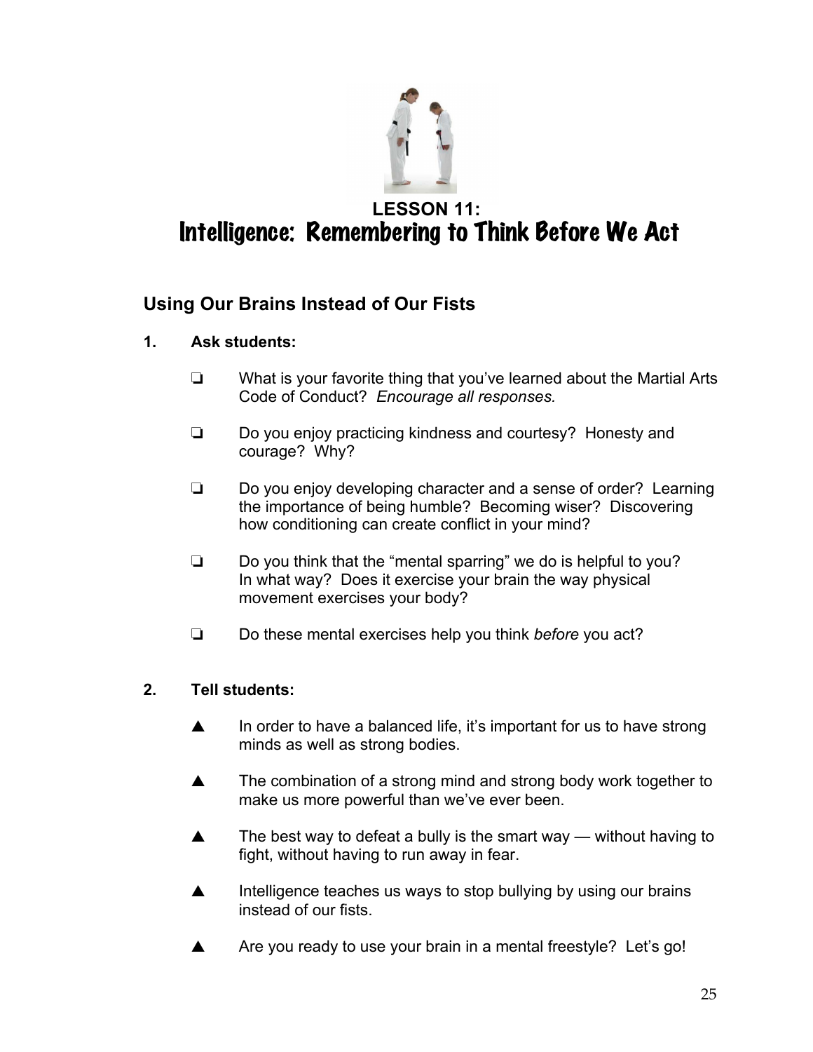## LESSON 11:

# Intelligence: Remembering to Think Before We Act

### Using Our Brains Instead of Our Fists

**1. Ask students:**

- ❏ What is your favorite thing that you've learned about the Martial Arts Code of Conduct? *Encourage all responses.*
- ❏ Do you enjoy practicing kindness and courtesy? Honesty and courage? Why?
- ❏ Do you enjoy developing character and a sense of order? Learning the importance of being humble? Becoming wiser? Discovering how conditioning can create conflict in your mind?
- ❏ Do you think that the "mental sparring" we do is helpful to you? In what way? Does it exercise your brain the way physical movement exercises your body?
- ❏ Do these mental exercises help you think *before* you act?

**2. Tell students:**

- ▲ In order to have a balanced life, it's important for us to have strong minds as well as strong bodies.
- ▲ The combination of a strong mind and strong body work together to make us more powerful than we've ever been.
- ▲ The best way to defeat a bully is the smart way — without having to fight, without having to run away in fear.
- ▲ Intelligence teaches us ways to stop bullying by using our brains instead of our fists.
- ▲ Are you ready to use your brain in a mental freestyle? Let's go!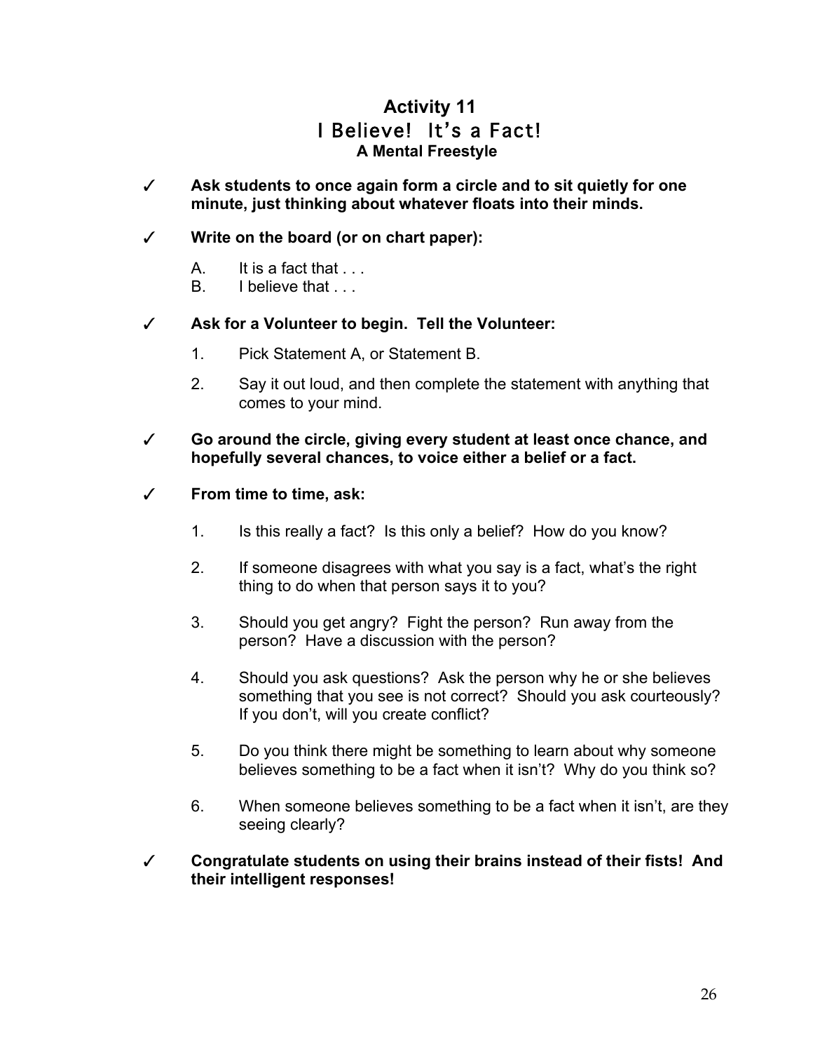# Activity 11
## I Believe! It's a Fact!
### A Mental Freestyle

✓ **Ask students to once again form a circle and to sit quietly for one minute, just thinking about whatever floats into their minds.**

✓ **Write on the board (or on chart paper):**

A. It is a fact that . . .
B. I believe that . . .

✓ **Ask for a Volunteer to begin. Tell the Volunteer:**

1. Pick Statement A, or Statement B.
2. Say it out loud, and then complete the statement with anything that comes to your mind.

✓ **Go around the circle, giving every student at least once chance, and hopefully several chances, to voice either a belief or a fact.**

✓ **From time to time, ask:**

1. Is this really a fact? Is this only a belief? How do you know?
2. If someone disagrees with what you say is a fact, what's the right thing to do when that person says it to you?
3. Should you get angry? Fight the person? Run away from the person? Have a discussion with the person?
4. Should you ask questions? Ask the person why he or she believes something that you see is not correct? Should you ask courteously? If you don't, will you create conflict?
5. Do you think there might be something to learn about why someone believes something to be a fact when it isn't? Why do you think so?
6. When someone believes something to be a fact when it isn't, are they seeing clearly?

✓ **Congratulate students on using their brains instead of their fists! And their intelligent responses!**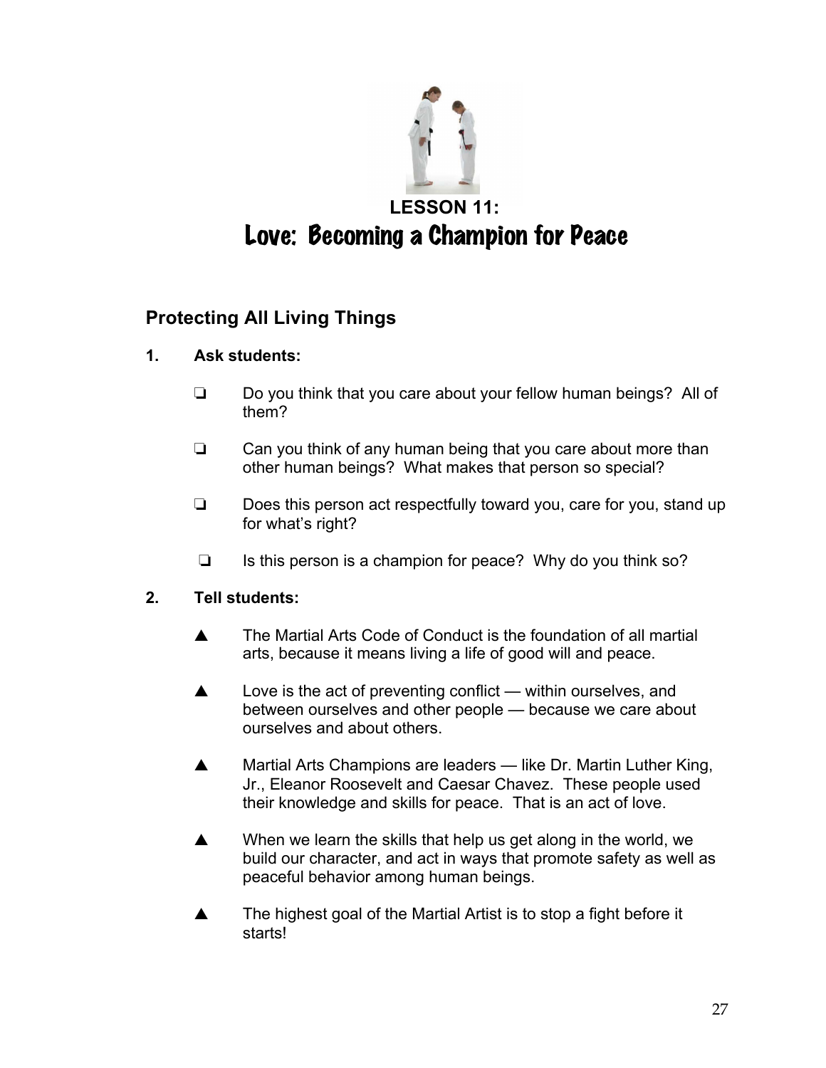## LESSON 11:

# Love: Becoming a Champion for Peace

### Protecting All Living Things

**1. Ask students:**

- ❑ Do you think that you care about your fellow human beings? All of them?
- ❑ Can you think of any human being that you care about more than other human beings? What makes that person so special?
- ❑ Does this person act respectfully toward you, care for you, stand up for what's right?
- ❑ Is this person is a champion for peace? Why do you think so?

**2. Tell students:**

- ▲ The Martial Arts Code of Conduct is the foundation of all martial arts, because it means living a life of good will and peace.
- ▲ Love is the act of preventing conflict — within ourselves, and between ourselves and other people — because we care about ourselves and about others.
- ▲ Martial Arts Champions are leaders — like Dr. Martin Luther King, Jr., Eleanor Roosevelt and Caesar Chavez. These people used their knowledge and skills for peace. That is an act of love.
- ▲ When we learn the skills that help us get along in the world, we build our character, and act in ways that promote safety as well as peaceful behavior among human beings.
- ▲ The highest goal of the Martial Artist is to stop a fight before it starts!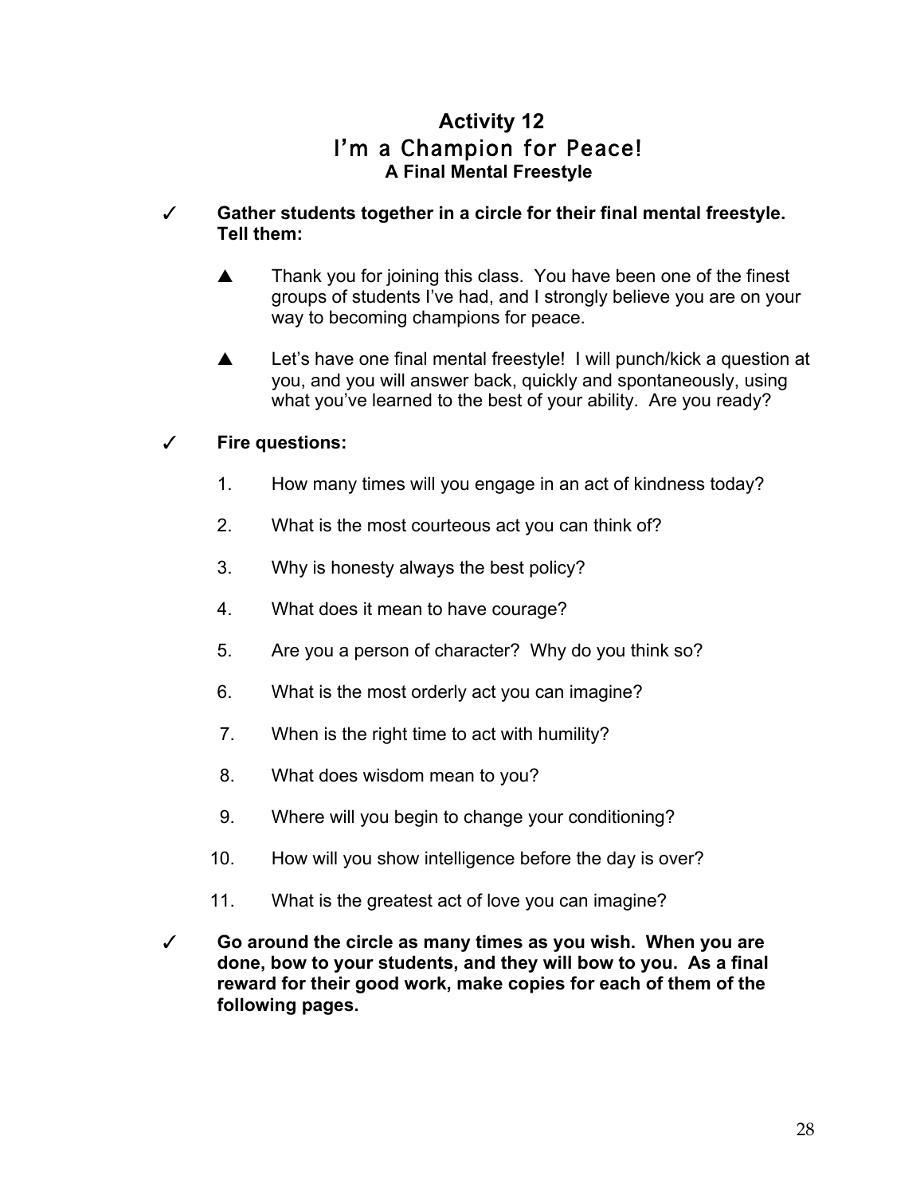## Activity 12
## I'm a Champion for Peace!
### A Final Mental Freestyle

✓ **Gather students together in a circle for their final mental freestyle. Tell them:**

▲ Thank you for joining this class. You have been one of the finest groups of students I've had, and I strongly believe you are on your way to becoming champions for peace.

▲ Let's have one final mental freestyle! I will punch/kick a question at you, and you will answer back, quickly and spontaneously, using what you've learned to the best of your ability. Are you ready?

✓ **Fire questions:**

1. How many times will you engage in an act of kindness today?
2. What is the most courteous act you can think of?
3. Why is honesty always the best policy?
4. What does it mean to have courage?
5. Are you a person of character? Why do you think so?
6. What is the most orderly act you can imagine?
7. When is the right time to act with humility?
8. What does wisdom mean to you?
9. Where will you begin to change your conditioning?
10. How will you show intelligence before the day is over?
11. What is the greatest act of love you can imagine?

✓ **Go around the circle as many times as you wish. When you are done, bow to your students, and they will bow to you. As a final reward for their good work, make copies for each of them of the following pages.**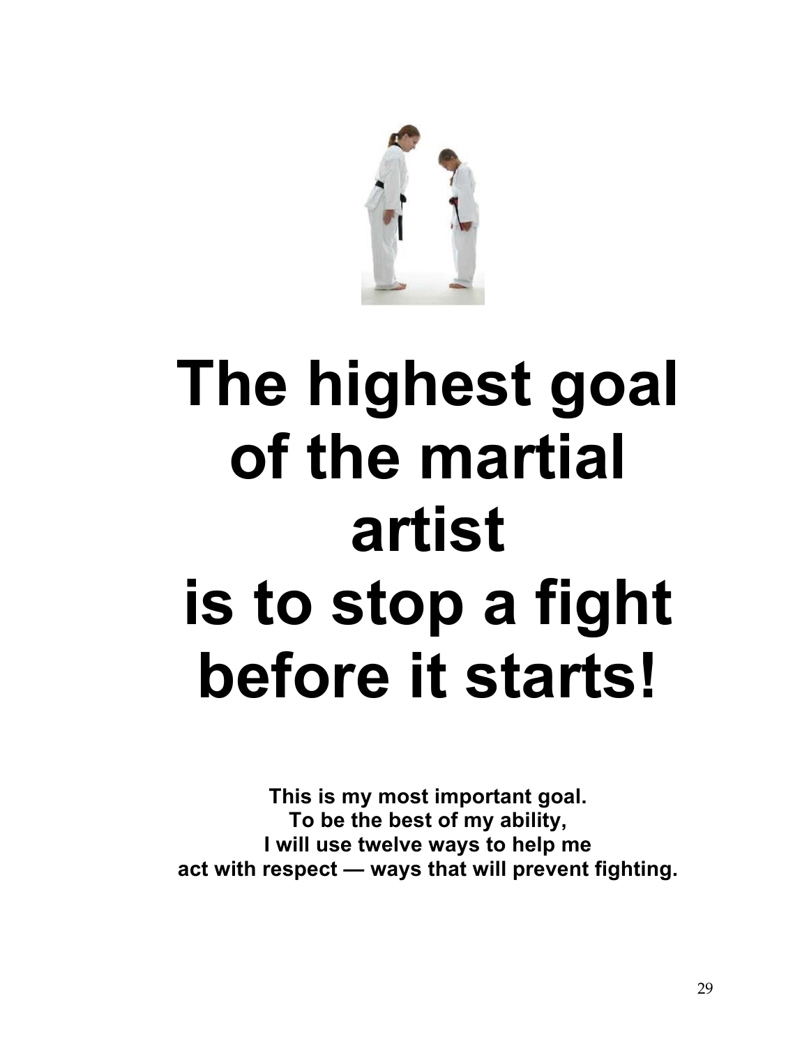# The highest goal of the martial artist is to stop a fight before it starts!

**This is my most important goal.**
**To be the best of my ability,**
**I will use twelve ways to help me**
**act with respect — ways that will prevent fighting.**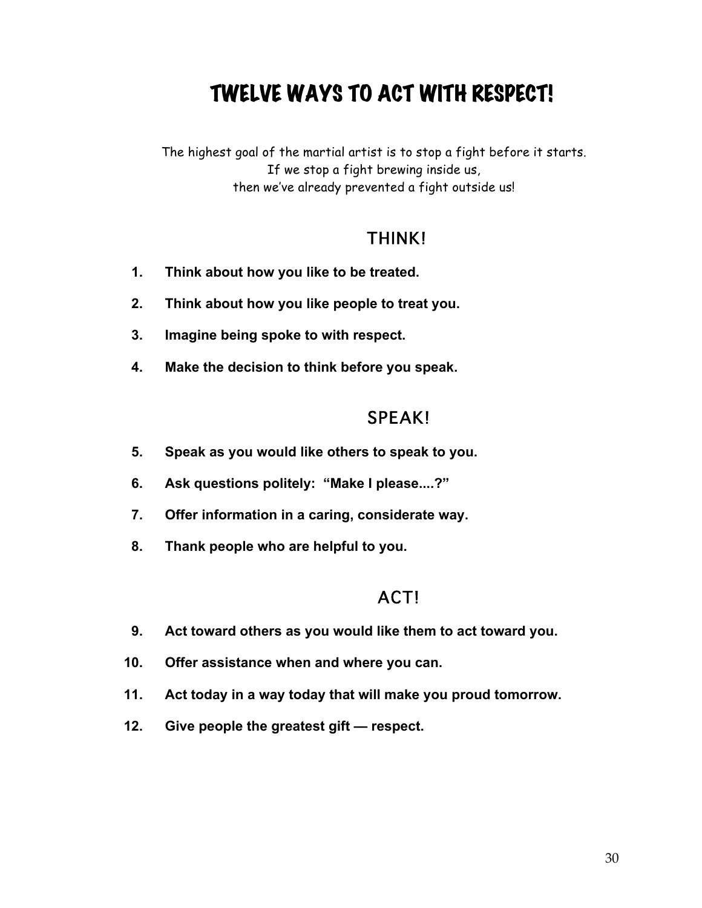# TWELVE WAYS TO ACT WITH RESPECT!

The highest goal of the martial artist is to stop a fight before it starts.
If we stop a fight brewing inside us,
then we've already prevented a fight outside us!

## THINK!

1. **Think about how you like to be treated.**
2. **Think about how you like people to treat you.**
3. **Imagine being spoke to with respect.**
4. **Make the decision to think before you speak.**

## SPEAK!

5. **Speak as you would like others to speak to you.**
6. **Ask questions politely: "Make I please....?"**
7. **Offer information in a caring, considerate way.**
8. **Thank people who are helpful to you.**

## ACT!

9. **Act toward others as you would like them to act toward you.**
10. **Offer assistance when and where you can.**
11. **Act today in a way today that will make you proud tomorrow.**
12. **Give people the greatest gift — respect.**